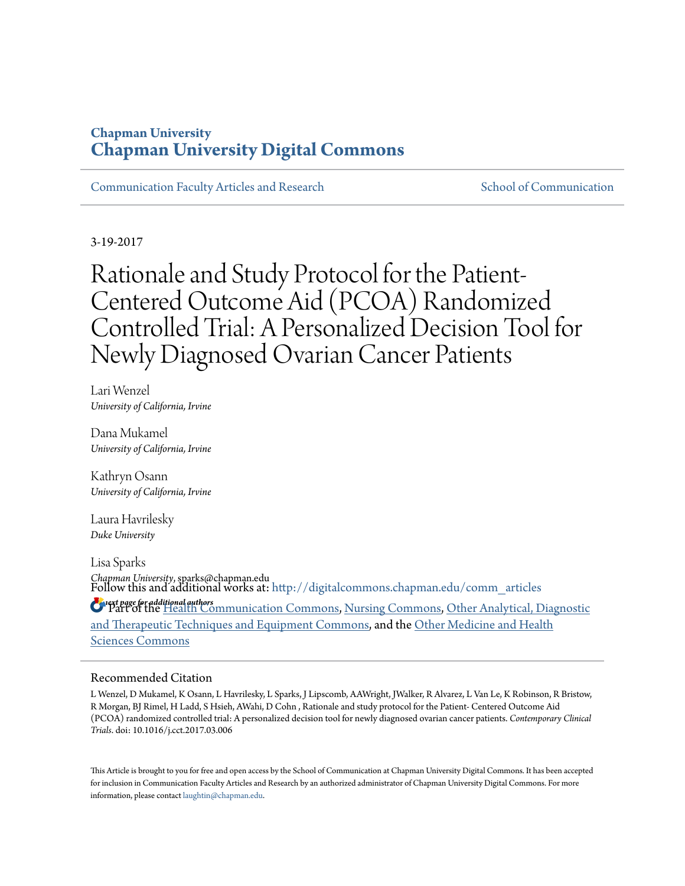Chapman University

# Chapman University Digital Commons

Communication Faculty Articles and Research | School of Communication

3-19-2017

# Rationale and Study Protocol for the Patient-Centered Outcome Aid (PCOA) Randomized Controlled Trial: A Personalized Decision Tool for Newly Diagnosed Ovarian Cancer Patients

Lari Wenzel
*University of California, Irvine*

Dana Mukamel
*University of California, Irvine*

Kathryn Osann
*University of California, Irvine*

Laura Havrilesky
*Duke University*

Lisa Sparks
*Chapman University*, sparks@chapman.edu

*See next page for additional authors*

Follow this and additional works at: http://digitalcommons.chapman.edu/comm_articles

Part of the Health Communication Commons, Nursing Commons, Other Analytical, Diagnostic and Therapeutic Techniques and Equipment Commons, and the Other Medicine and Health Sciences Commons

## Recommended Citation

L Wenzel, D Mukamel, K Osann, L Havrilesky, L Sparks, J Lipscomb, AAWright, JWalker, R Alvarez, L Van Le, K Robinson, R Bristow, R Morgan, BJ Rimel, H Ladd, S Hsieh, AWahi, D Cohn , Rationale and study protocol for the Patient- Centered Outcome Aid (PCOA) randomized controlled trial: A personalized decision tool for newly diagnosed ovarian cancer patients. *Contemporary Clinical Trials.* doi: 10.1016/j.cct.2017.03.006

This Article is brought to you for free and open access by the School of Communication at Chapman University Digital Commons. It has been accepted for inclusion in Communication Faculty Articles and Research by an authorized administrator of Chapman University Digital Commons. For more information, please contact laughtin@chapman.edu.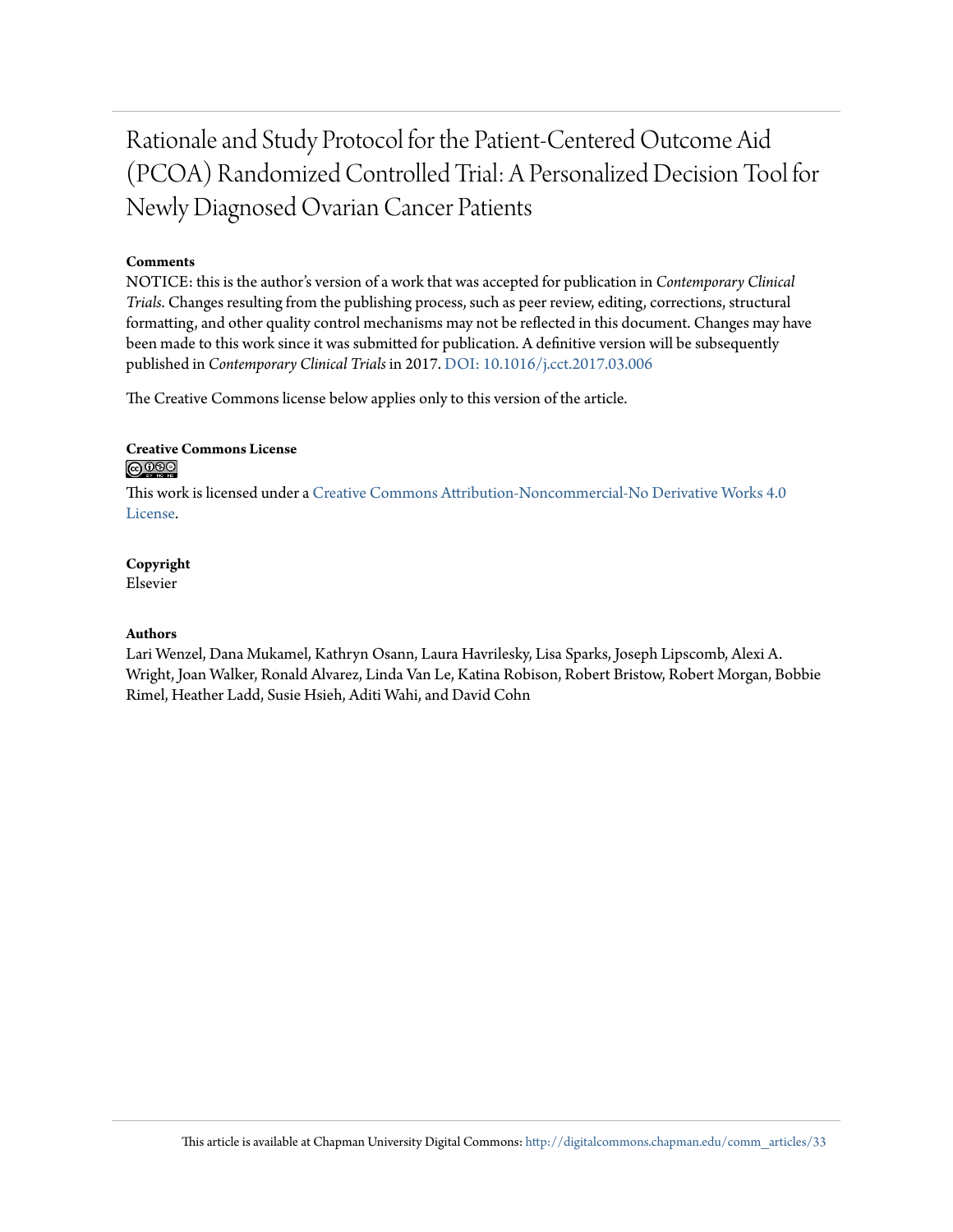# Rationale and Study Protocol for the Patient-Centered Outcome Aid (PCOA) Randomized Controlled Trial: A Personalized Decision Tool for Newly Diagnosed Ovarian Cancer Patients

**Comments**

NOTICE: this is the author's version of a work that was accepted for publication in *Contemporary Clinical Trials*. Changes resulting from the publishing process, such as peer review, editing, corrections, structural formatting, and other quality control mechanisms may not be reflected in this document. Changes may have been made to this work since it was submitted for publication. A definitive version will be subsequently published in *Contemporary Clinical Trials* in 2017. DOI: 10.1016/j.cct.2017.03.006

The Creative Commons license below applies only to this version of the article.

**Creative Commons License**

This work is licensed under a Creative Commons Attribution-Noncommercial-No Derivative Works 4.0 License.

**Copyright**

Elsevier

**Authors**

Lari Wenzel, Dana Mukamel, Kathryn Osann, Laura Havrilesky, Lisa Sparks, Joseph Lipscomb, Alexi A. Wright, Joan Walker, Ronald Alvarez, Linda Van Le, Katina Robison, Robert Bristow, Robert Morgan, Bobbie Rimel, Heather Ladd, Susie Hsieh, Aditi Wahi, and David Cohn

This article is available at Chapman University Digital Commons: http://digitalcommons.chapman.edu/comm_articles/33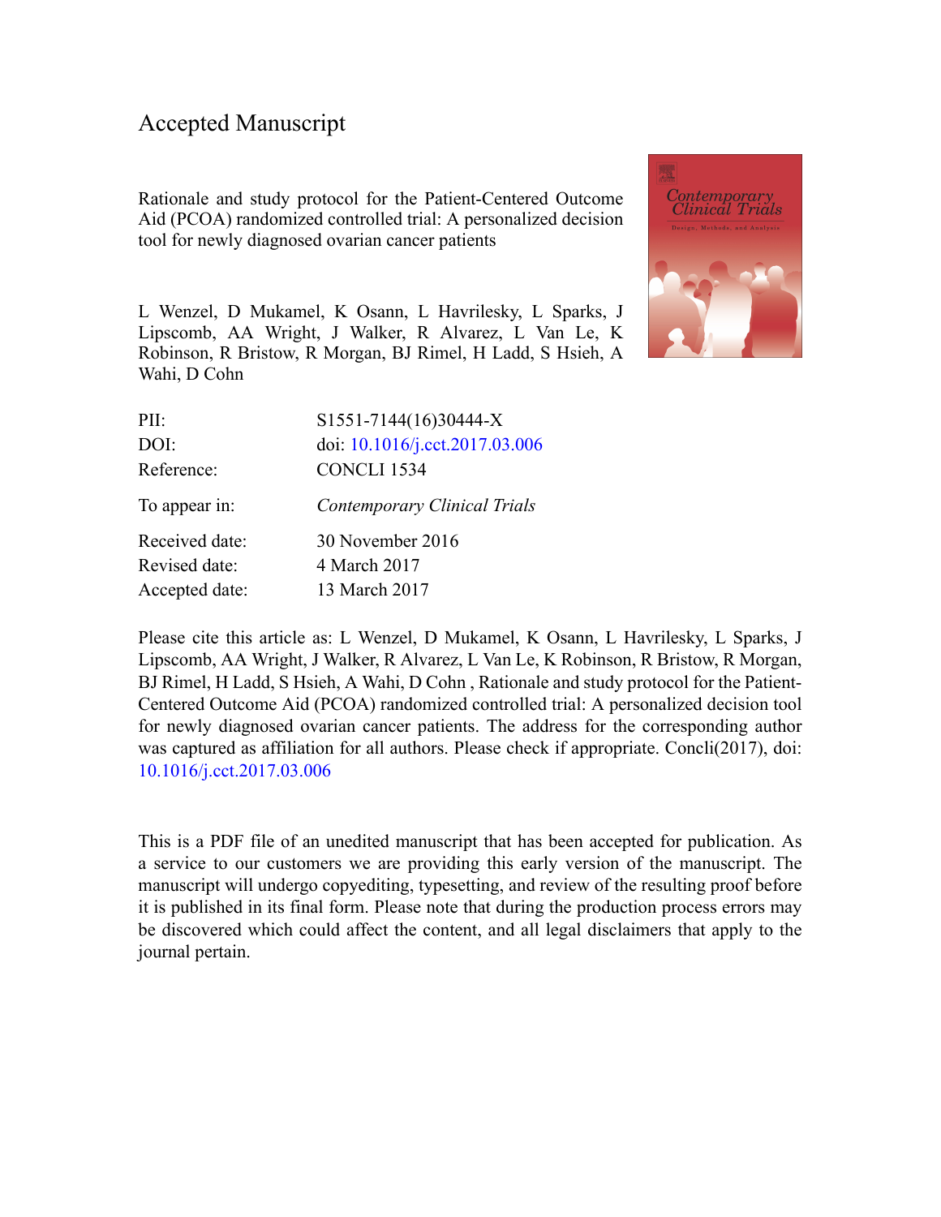# Accepted Manuscript

Rationale and study protocol for the Patient-Centered Outcome Aid (PCOA) randomized controlled trial: A personalized decision tool for newly diagnosed ovarian cancer patients

L Wenzel, D Mukamel, K Osann, L Havrilesky, L Sparks, J Lipscomb, AA Wright, J Walker, R Alvarez, L Van Le, K Robinson, R Bristow, R Morgan, BJ Rimel, H Ladd, S Hsieh, A Wahi, D Cohn

| | |
|---|---|
| PII: | S1551-7144(16)30444-X |
| DOI: | doi: 10.1016/j.cct.2017.03.006 |
| Reference: | CONCLI 1534 |
| To appear in: | *Contemporary Clinical Trials* |
| Received date: | 30 November 2016 |
| Revised date: | 4 March 2017 |
| Accepted date: | 13 March 2017 |

Please cite this article as: L Wenzel, D Mukamel, K Osann, L Havrilesky, L Sparks, J Lipscomb, AA Wright, J Walker, R Alvarez, L Van Le, K Robinson, R Bristow, R Morgan, BJ Rimel, H Ladd, S Hsieh, A Wahi, D Cohn , Rationale and study protocol for the Patient-Centered Outcome Aid (PCOA) randomized controlled trial: A personalized decision tool for newly diagnosed ovarian cancer patients. The address for the corresponding author was captured as affiliation for all authors. Please check if appropriate. Concli(2017), doi: 10.1016/j.cct.2017.03.006

This is a PDF file of an unedited manuscript that has been accepted for publication. As a service to our customers we are providing this early version of the manuscript. The manuscript will undergo copyediting, typesetting, and review of the resulting proof before it is published in its final form. Please note that during the production process errors may be discovered which could affect the content, and all legal disclaimers that apply to the journal pertain.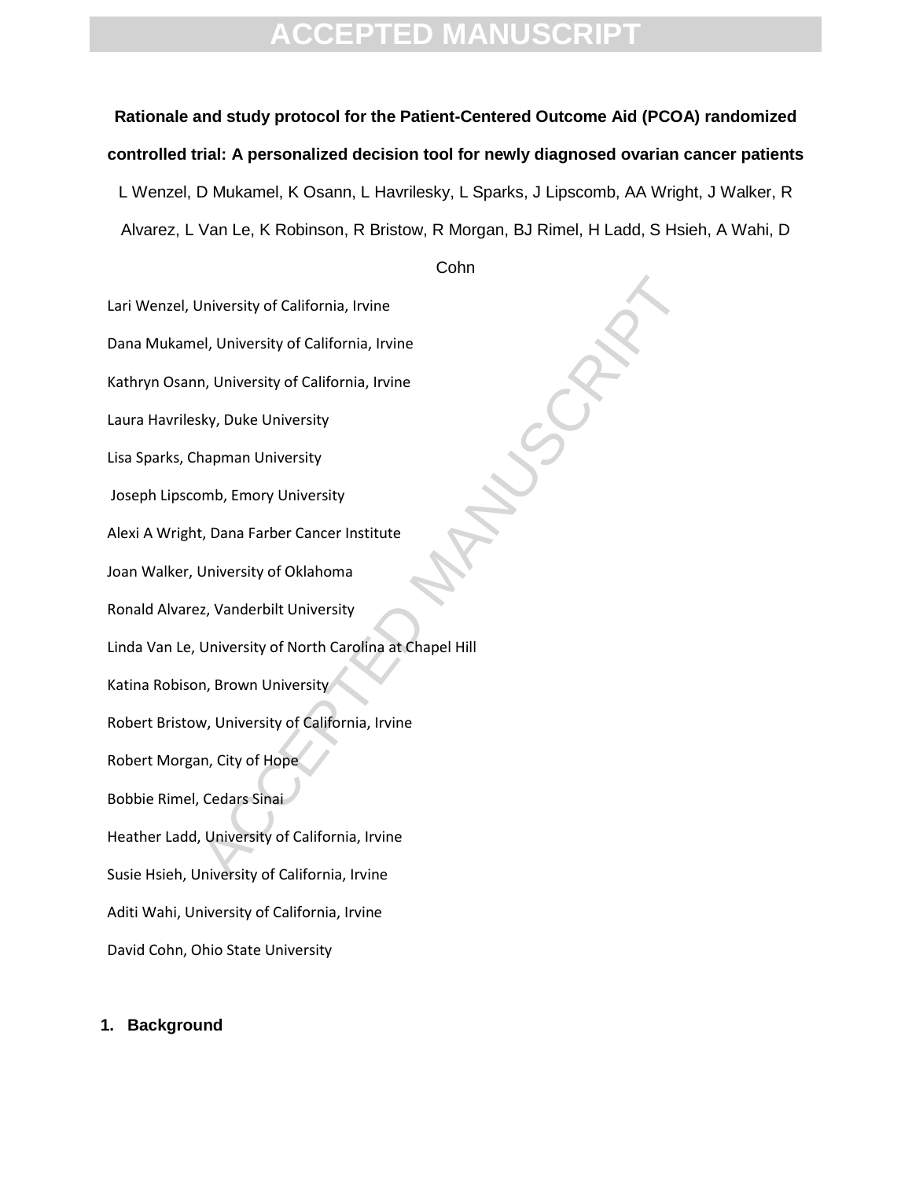**Rationale and study protocol for the Patient-Centered Outcome Aid (PCOA) randomized controlled trial: A personalized decision tool for newly diagnosed ovarian cancer patients**

L Wenzel, D Mukamel, K Osann, L Havrilesky, L Sparks, J Lipscomb, AA Wright, J Walker, R Alvarez, L Van Le, K Robinson, R Bristow, R Morgan, BJ Rimel, H Ladd, S Hsieh, A Wahi, D Cohn

Lari Wenzel, University of California, Irvine

Dana Mukamel, University of California, Irvine

Kathryn Osann, University of California, Irvine

Laura Havrilesky, Duke University

Lisa Sparks, Chapman University

Joseph Lipscomb, Emory University

Alexi A Wright, Dana Farber Cancer Institute

Joan Walker, University of Oklahoma

Ronald Alvarez, Vanderbilt University

Linda Van Le, University of North Carolina at Chapel Hill

Katina Robison, Brown University

Robert Bristow, University of California, Irvine

Robert Morgan, City of Hope

Bobbie Rimel, Cedars Sinai

Heather Ladd, University of California, Irvine

Susie Hsieh, University of California, Irvine

Aditi Wahi, University of California, Irvine

David Cohn, Ohio State University

## 1. Background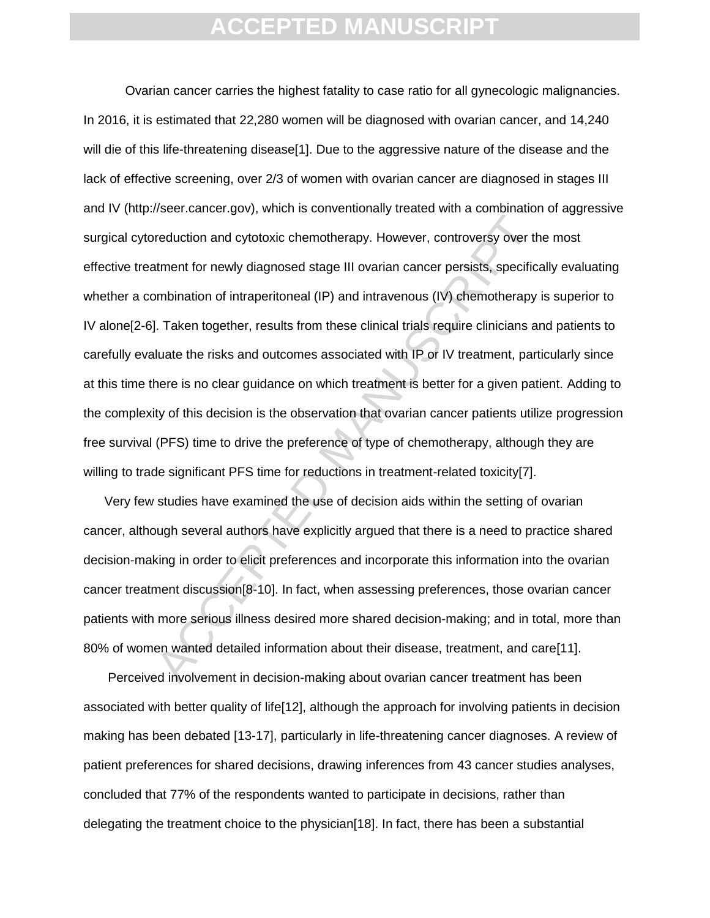Ovarian cancer carries the highest fatality to case ratio for all gynecologic malignancies. In 2016, it is estimated that 22,280 women will be diagnosed with ovarian cancer, and 14,240 will die of this life-threatening disease[1]. Due to the aggressive nature of the disease and the lack of effective screening, over 2/3 of women with ovarian cancer are diagnosed in stages III and IV (http://seer.cancer.gov), which is conventionally treated with a combination of aggressive surgical cytoreduction and cytotoxic chemotherapy. However, controversy over the most effective treatment for newly diagnosed stage III ovarian cancer persists, specifically evaluating whether a combination of intraperitoneal (IP) and intravenous (IV) chemotherapy is superior to IV alone[2-6]. Taken together, results from these clinical trials require clinicians and patients to carefully evaluate the risks and outcomes associated with IP or IV treatment, particularly since at this time there is no clear guidance on which treatment is better for a given patient. Adding to the complexity of this decision is the observation that ovarian cancer patients utilize progression free survival (PFS) time to drive the preference of type of chemotherapy, although they are willing to trade significant PFS time for reductions in treatment-related toxicity[7].

Very few studies have examined the use of decision aids within the setting of ovarian cancer, although several authors have explicitly argued that there is a need to practice shared decision-making in order to elicit preferences and incorporate this information into the ovarian cancer treatment discussion[8-10]. In fact, when assessing preferences, those ovarian cancer patients with more serious illness desired more shared decision-making; and in total, more than 80% of women wanted detailed information about their disease, treatment, and care[11].

Perceived involvement in decision-making about ovarian cancer treatment has been associated with better quality of life[12], although the approach for involving patients in decision making has been debated [13-17], particularly in life-threatening cancer diagnoses. A review of patient preferences for shared decisions, drawing inferences from 43 cancer studies analyses, concluded that 77% of the respondents wanted to participate in decisions, rather than delegating the treatment choice to the physician[18]. In fact, there has been a substantial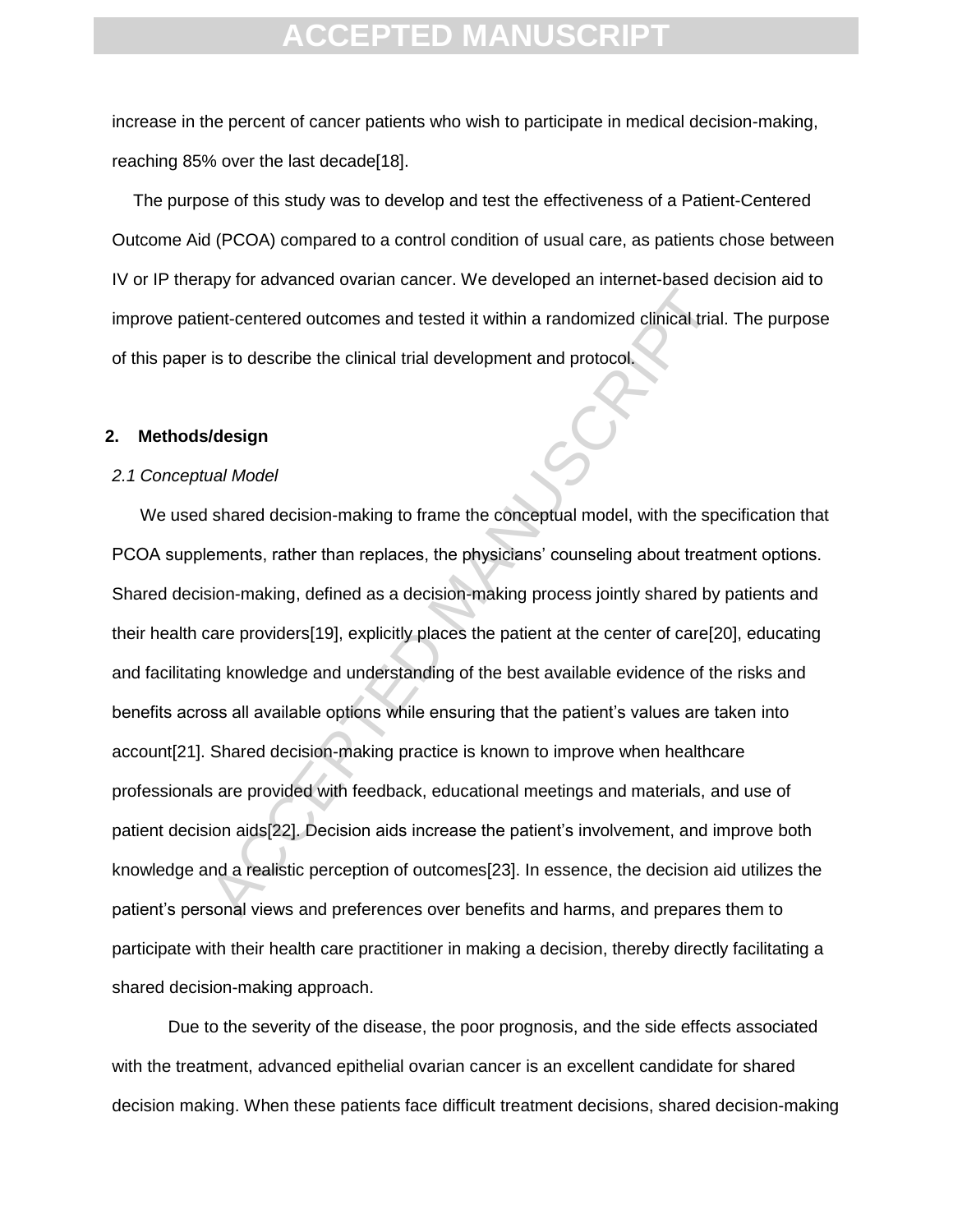increase in the percent of cancer patients who wish to participate in medical decision-making, reaching 85% over the last decade[18].

The purpose of this study was to develop and test the effectiveness of a Patient-Centered Outcome Aid (PCOA) compared to a control condition of usual care, as patients chose between IV or IP therapy for advanced ovarian cancer. We developed an internet-based decision aid to improve patient-centered outcomes and tested it within a randomized clinical trial. The purpose of this paper is to describe the clinical trial development and protocol.

## 2. Methods/design

### *2.1 Conceptual Model*

We used shared decision-making to frame the conceptual model, with the specification that PCOA supplements, rather than replaces, the physicians' counseling about treatment options. Shared decision-making, defined as a decision-making process jointly shared by patients and their health care providers[19], explicitly places the patient at the center of care[20], educating and facilitating knowledge and understanding of the best available evidence of the risks and benefits across all available options while ensuring that the patient's values are taken into account[21]. Shared decision-making practice is known to improve when healthcare professionals are provided with feedback, educational meetings and materials, and use of patient decision aids[22]. Decision aids increase the patient's involvement, and improve both knowledge and a realistic perception of outcomes[23]. In essence, the decision aid utilizes the patient's personal views and preferences over benefits and harms, and prepares them to participate with their health care practitioner in making a decision, thereby directly facilitating a shared decision-making approach.

Due to the severity of the disease, the poor prognosis, and the side effects associated with the treatment, advanced epithelial ovarian cancer is an excellent candidate for shared decision making. When these patients face difficult treatment decisions, shared decision-making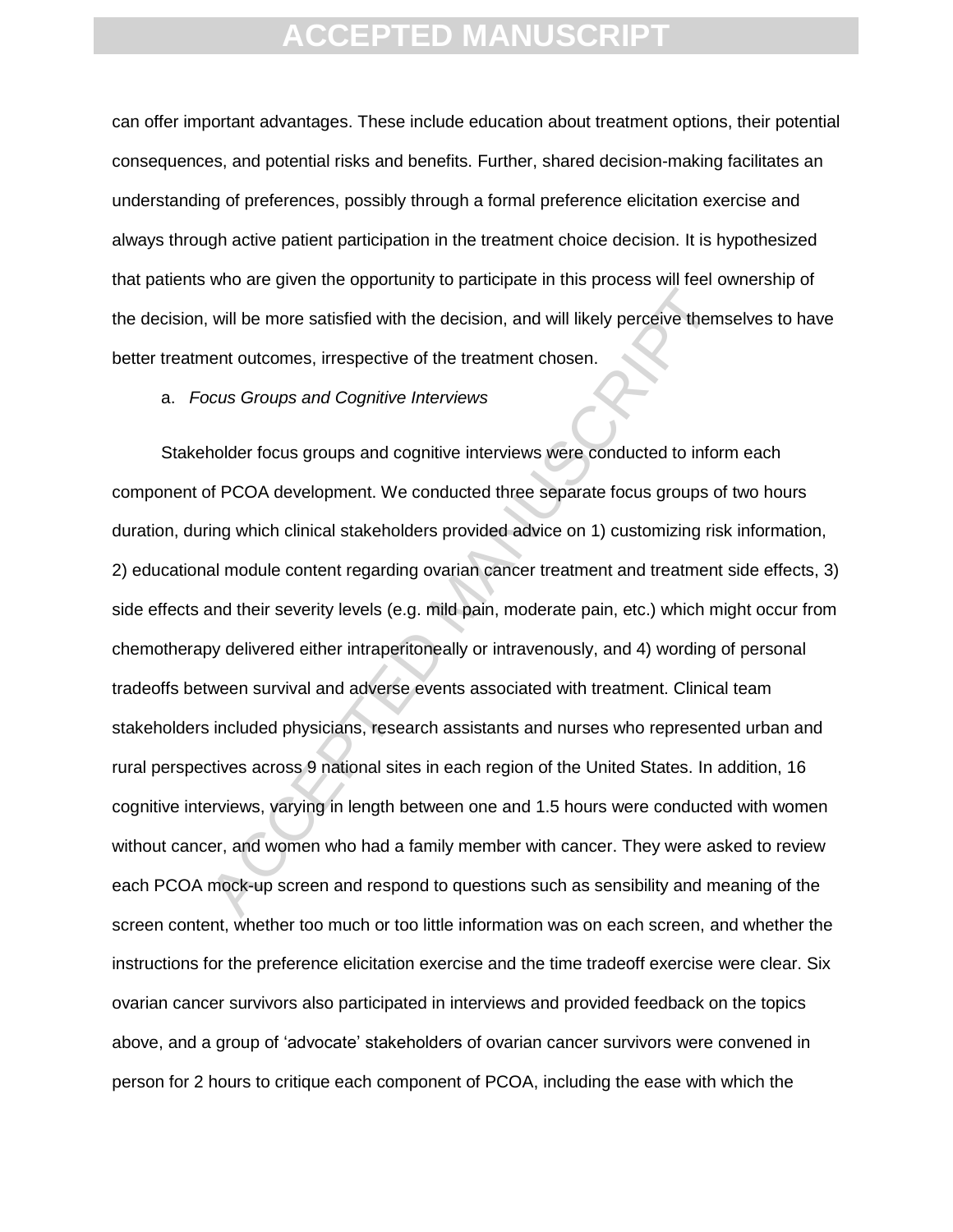can offer important advantages. These include education about treatment options, their potential consequences, and potential risks and benefits. Further, shared decision-making facilitates an understanding of preferences, possibly through a formal preference elicitation exercise and always through active patient participation in the treatment choice decision. It is hypothesized that patients who are given the opportunity to participate in this process will feel ownership of the decision, will be more satisfied with the decision, and will likely perceive themselves to have better treatment outcomes, irrespective of the treatment chosen.

a. *Focus Groups and Cognitive Interviews*

Stakeholder focus groups and cognitive interviews were conducted to inform each component of PCOA development. We conducted three separate focus groups of two hours duration, during which clinical stakeholders provided advice on 1) customizing risk information, 2) educational module content regarding ovarian cancer treatment and treatment side effects, 3) side effects and their severity levels (e.g. mild pain, moderate pain, etc.) which might occur from chemotherapy delivered either intraperitoneally or intravenously, and 4) wording of personal tradeoffs between survival and adverse events associated with treatment. Clinical team stakeholders included physicians, research assistants and nurses who represented urban and rural perspectives across 9 national sites in each region of the United States. In addition, 16 cognitive interviews, varying in length between one and 1.5 hours were conducted with women without cancer, and women who had a family member with cancer. They were asked to review each PCOA mock-up screen and respond to questions such as sensibility and meaning of the screen content, whether too much or too little information was on each screen, and whether the instructions for the preference elicitation exercise and the time tradeoff exercise were clear. Six ovarian cancer survivors also participated in interviews and provided feedback on the topics above, and a group of 'advocate' stakeholders of ovarian cancer survivors were convened in person for 2 hours to critique each component of PCOA, including the ease with which the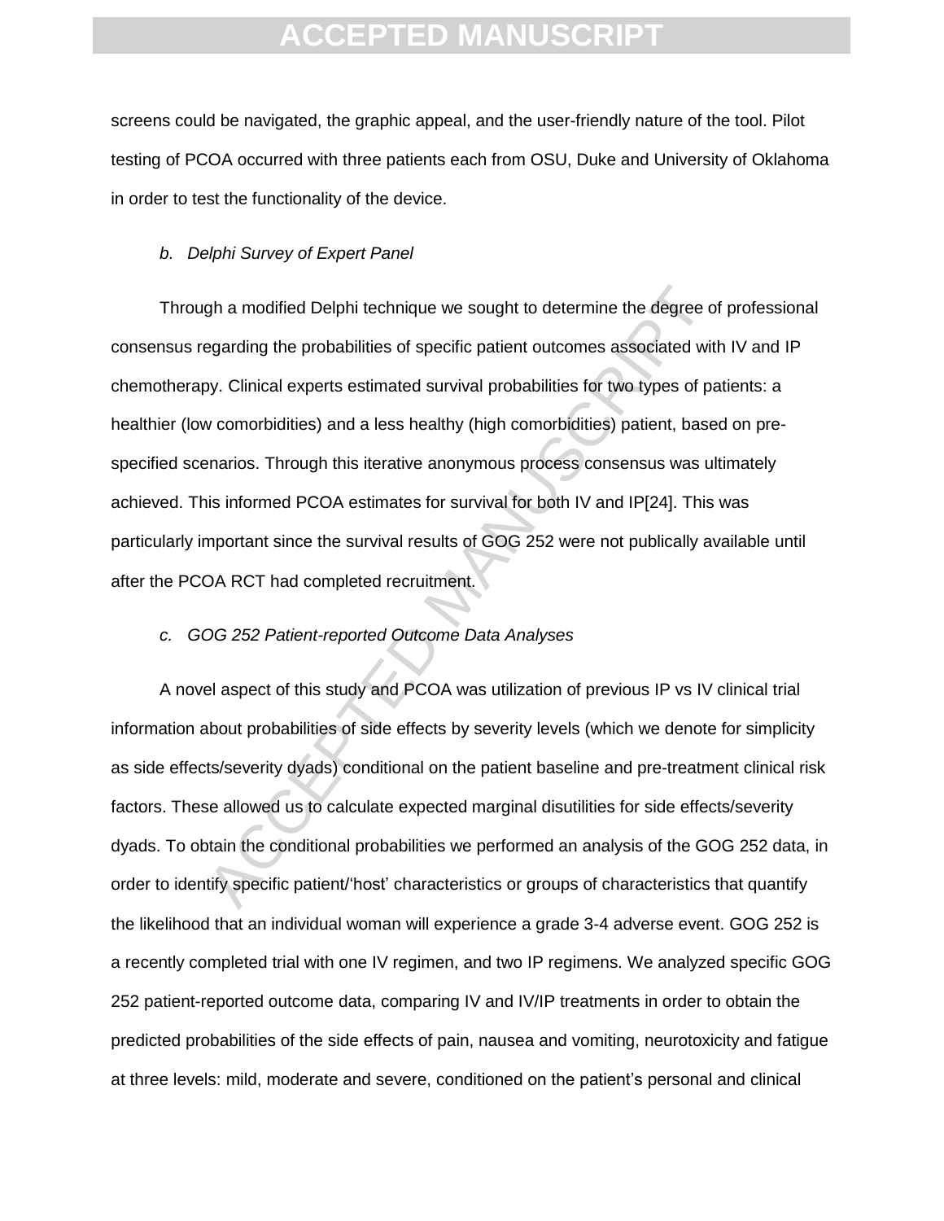screens could be navigated, the graphic appeal, and the user-friendly nature of the tool. Pilot testing of PCOA occurred with three patients each from OSU, Duke and University of Oklahoma in order to test the functionality of the device.

*b. Delphi Survey of Expert Panel*

Through a modified Delphi technique we sought to determine the degree of professional consensus regarding the probabilities of specific patient outcomes associated with IV and IP chemotherapy. Clinical experts estimated survival probabilities for two types of patients: a healthier (low comorbidities) and a less healthy (high comorbidities) patient, based on pre-specified scenarios. Through this iterative anonymous process consensus was ultimately achieved. This informed PCOA estimates for survival for both IV and IP[24]. This was particularly important since the survival results of GOG 252 were not publically available until after the PCOA RCT had completed recruitment.

*c. GOG 252 Patient-reported Outcome Data Analyses*

A novel aspect of this study and PCOA was utilization of previous IP vs IV clinical trial information about probabilities of side effects by severity levels (which we denote for simplicity as side effects/severity dyads) conditional on the patient baseline and pre-treatment clinical risk factors. These allowed us to calculate expected marginal disutilities for side effects/severity dyads. To obtain the conditional probabilities we performed an analysis of the GOG 252 data, in order to identify specific patient/'host' characteristics or groups of characteristics that quantify the likelihood that an individual woman will experience a grade 3-4 adverse event. GOG 252 is a recently completed trial with one IV regimen, and two IP regimens. We analyzed specific GOG 252 patient-reported outcome data, comparing IV and IV/IP treatments in order to obtain the predicted probabilities of the side effects of pain, nausea and vomiting, neurotoxicity and fatigue at three levels: mild, moderate and severe, conditioned on the patient's personal and clinical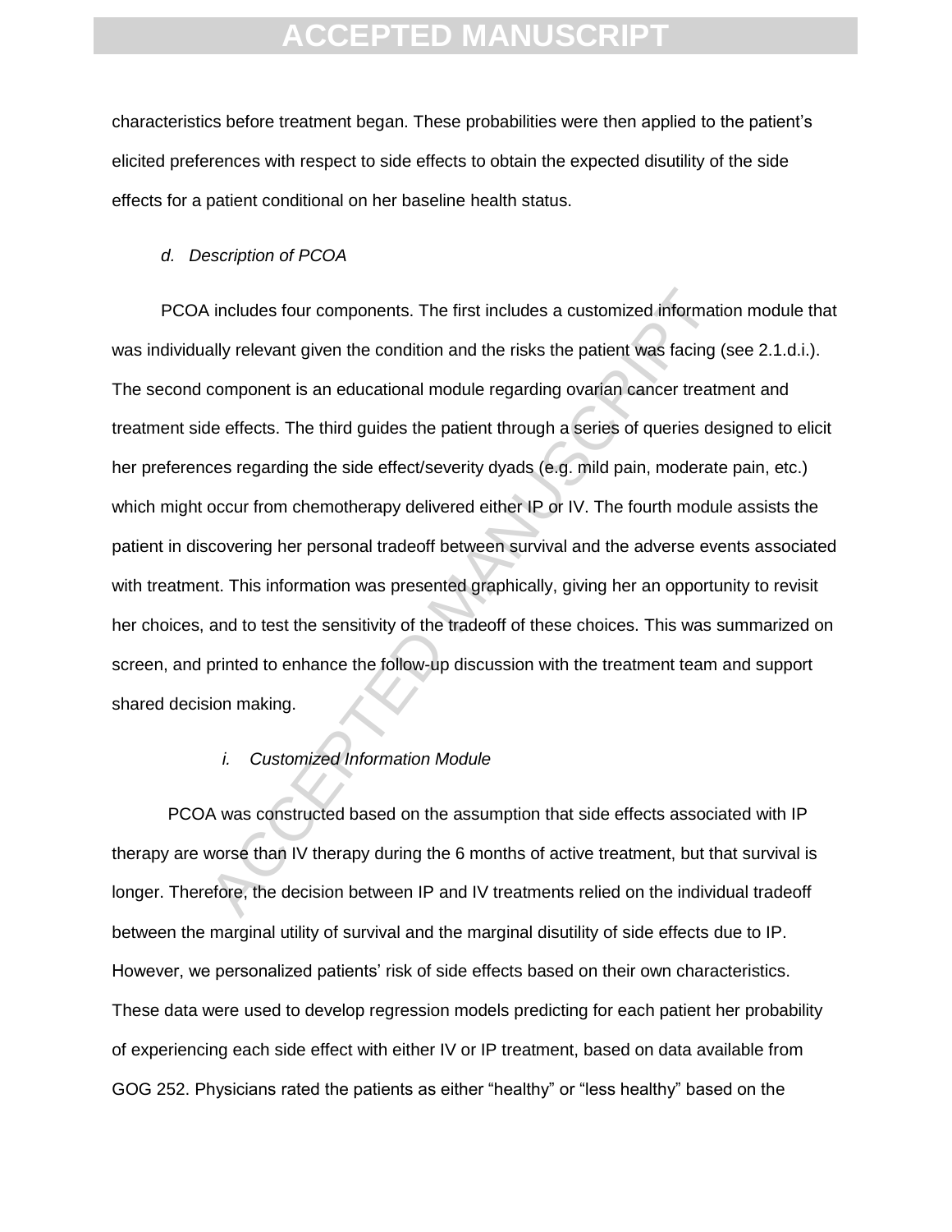characteristics before treatment began. These probabilities were then applied to the patient's elicited preferences with respect to side effects to obtain the expected disutility of the side effects for a patient conditional on her baseline health status.

*d. Description of PCOA*

PCOA includes four components. The first includes a customized information module that was individually relevant given the condition and the risks the patient was facing (see 2.1.d.i.). The second component is an educational module regarding ovarian cancer treatment and treatment side effects. The third guides the patient through a series of queries designed to elicit her preferences regarding the side effect/severity dyads (e.g. mild pain, moderate pain, etc.) which might occur from chemotherapy delivered either IP or IV. The fourth module assists the patient in discovering her personal tradeoff between survival and the adverse events associated with treatment. This information was presented graphically, giving her an opportunity to revisit her choices, and to test the sensitivity of the tradeoff of these choices. This was summarized on screen, and printed to enhance the follow-up discussion with the treatment team and support shared decision making.

*i. Customized Information Module*

PCOA was constructed based on the assumption that side effects associated with IP therapy are worse than IV therapy during the 6 months of active treatment, but that survival is longer. Therefore, the decision between IP and IV treatments relied on the individual tradeoff between the marginal utility of survival and the marginal disutility of side effects due to IP. However, we personalized patients' risk of side effects based on their own characteristics. These data were used to develop regression models predicting for each patient her probability of experiencing each side effect with either IV or IP treatment, based on data available from GOG 252. Physicians rated the patients as either "healthy" or "less healthy" based on the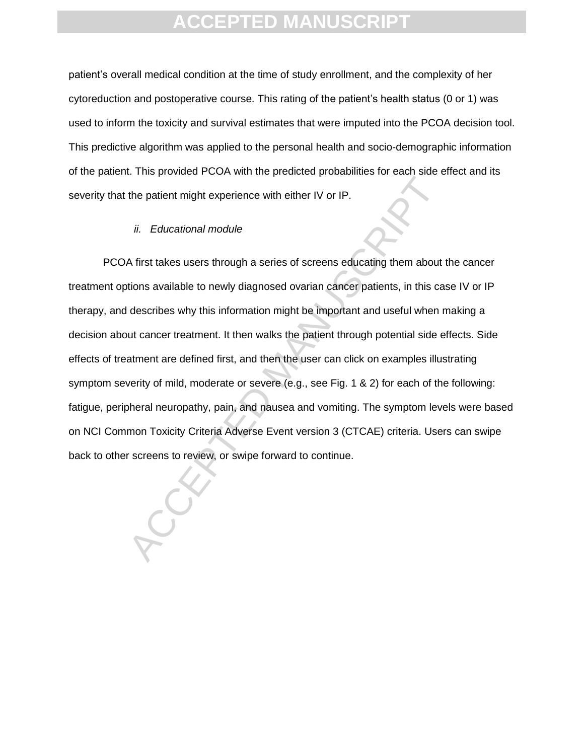patient's overall medical condition at the time of study enrollment, and the complexity of her cytoreduction and postoperative course. This rating of the patient's health status (0 or 1) was used to inform the toxicity and survival estimates that were imputed into the PCOA decision tool. This predictive algorithm was applied to the personal health and socio-demographic information of the patient. This provided PCOA with the predicted probabilities for each side effect and its severity that the patient might experience with either IV or IP.

*ii. Educational module*

PCOA first takes users through a series of screens educating them about the cancer treatment options available to newly diagnosed ovarian cancer patients, in this case IV or IP therapy, and describes why this information might be important and useful when making a decision about cancer treatment. It then walks the patient through potential side effects. Side effects of treatment are defined first, and then the user can click on examples illustrating symptom severity of mild, moderate or severe (e.g., see Fig. 1 & 2) for each of the following: fatigue, peripheral neuropathy, pain, and nausea and vomiting. The symptom levels were based on NCI Common Toxicity Criteria Adverse Event version 3 (CTCAE) criteria. Users can swipe back to other screens to review, or swipe forward to continue.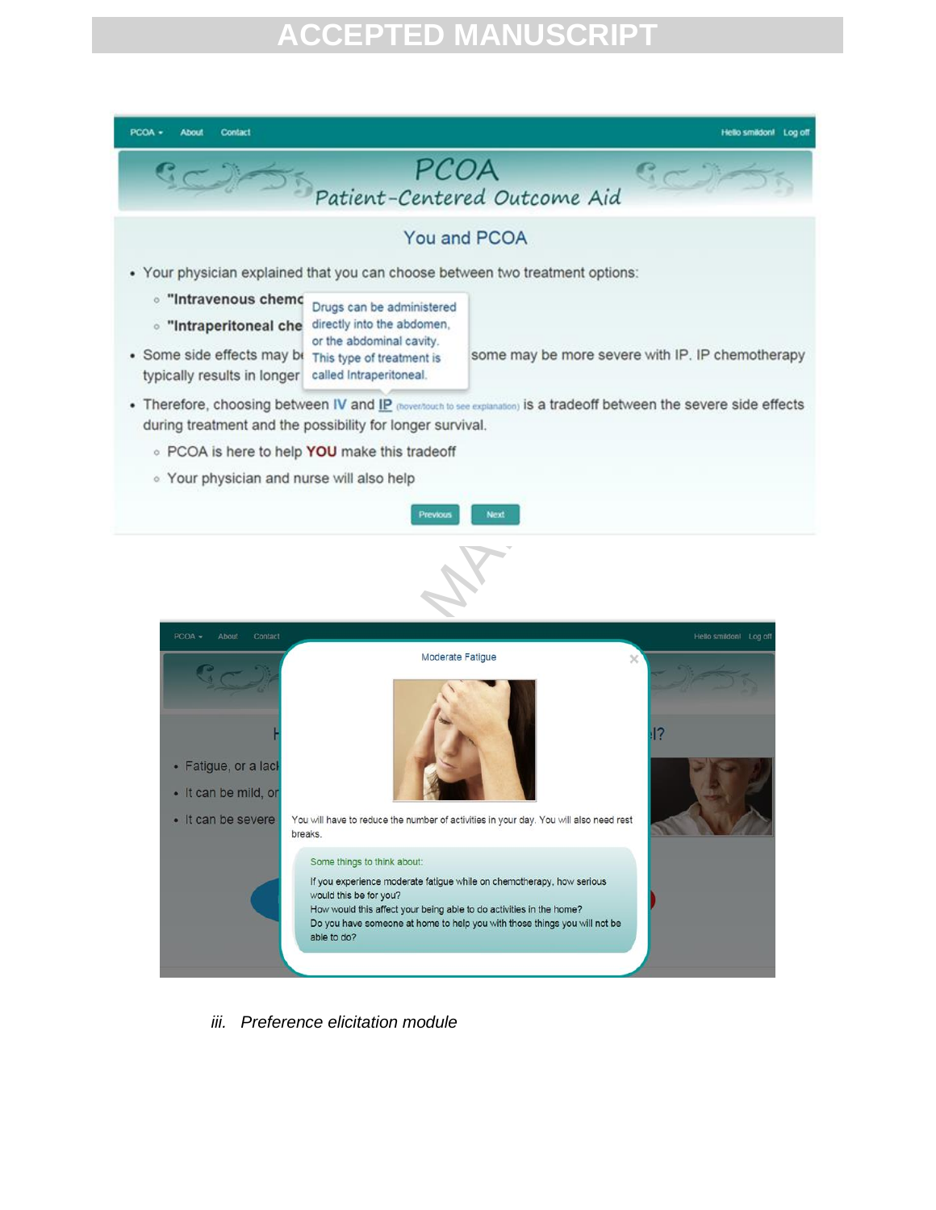PCOA ▾ About Contact Hello smildon! Log off

PCOA
Patient-Centered Outcome Aid

## You and PCOA

- Your physician explained that you can choose between two treatment options:
  - "Intravenous chemo
  - "Intraperitoneal che
- Some side effects may b some may be more severe with IP. IP chemotherapy typically results in longer
- Therefore, choosing between IV and IP (hover/touch to see explanation) is a tradeoff between the severe side effects during treatment and the possibility for longer survival.
  - PCOA is here to help **YOU** make this tradeoff
  - Your physician and nurse will also help

Drugs can be administered directly into the abdomen, or the abdominal cavity. This type of treatment is called Intraperitoneal.

Previous Next

PCOA ▾ About Contact Hello smildon! Log off

Moderate Fatigue

You will have to reduce the number of activities in your day. You will also need rest breaks.

Some things to think about:

If you experience moderate fatigue while on chemotherapy, how serious would this be for you?
How would this affect your being able to do activities in the home?
Do you have someone at home to help you with those things you will not be able to do?

- Fatigue, or a lack
- It can be mild, or
- It can be severe

*iii. Preference elicitation module*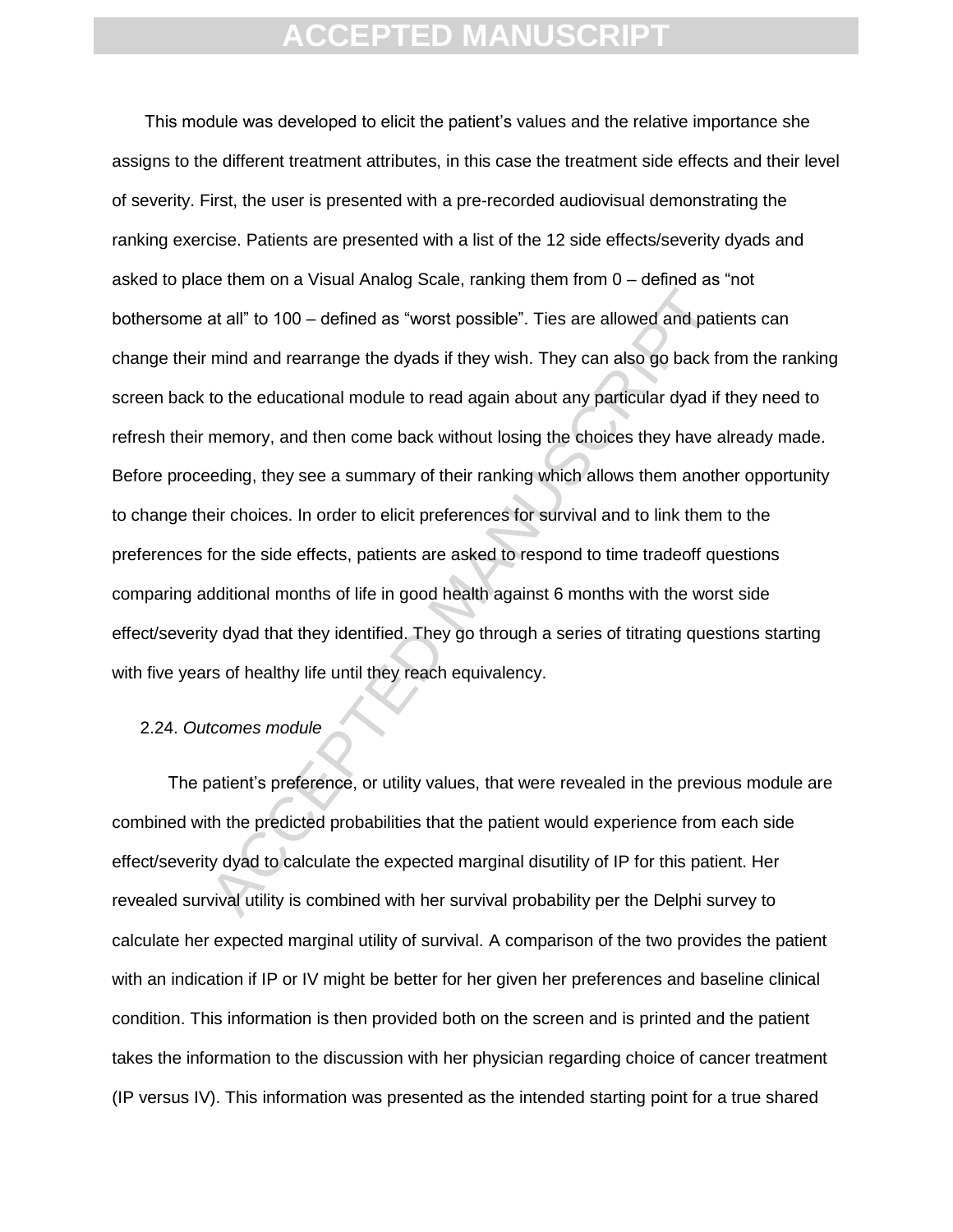This module was developed to elicit the patient's values and the relative importance she assigns to the different treatment attributes, in this case the treatment side effects and their level of severity. First, the user is presented with a pre-recorded audiovisual demonstrating the ranking exercise. Patients are presented with a list of the 12 side effects/severity dyads and asked to place them on a Visual Analog Scale, ranking them from 0 – defined as "not bothersome at all" to 100 – defined as "worst possible". Ties are allowed and patients can change their mind and rearrange the dyads if they wish. They can also go back from the ranking screen back to the educational module to read again about any particular dyad if they need to refresh their memory, and then come back without losing the choices they have already made. Before proceeding, they see a summary of their ranking which allows them another opportunity to change their choices. In order to elicit preferences for survival and to link them to the preferences for the side effects, patients are asked to respond to time tradeoff questions comparing additional months of life in good health against 6 months with the worst side effect/severity dyad that they identified. They go through a series of titrating questions starting with five years of healthy life until they reach equivalency.

2.24. *Outcomes module*

The patient's preference, or utility values, that were revealed in the previous module are combined with the predicted probabilities that the patient would experience from each side effect/severity dyad to calculate the expected marginal disutility of IP for this patient. Her revealed survival utility is combined with her survival probability per the Delphi survey to calculate her expected marginal utility of survival. A comparison of the two provides the patient with an indication if IP or IV might be better for her given her preferences and baseline clinical condition. This information is then provided both on the screen and is printed and the patient takes the information to the discussion with her physician regarding choice of cancer treatment (IP versus IV). This information was presented as the intended starting point for a true shared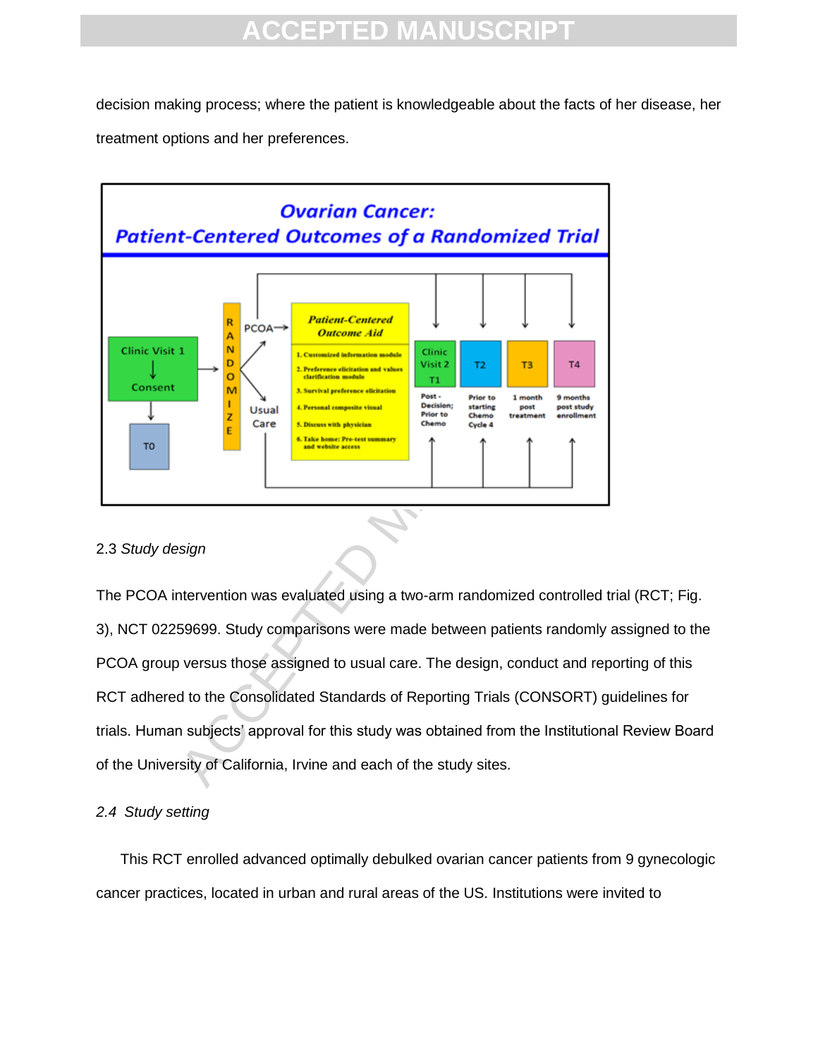decision making process; where the patient is knowledgeable about the facts of her disease, her treatment options and her preferences.

2.3 *Study design*

The PCOA intervention was evaluated using a two-arm randomized controlled trial (RCT; Fig. 3), NCT 02259699. Study comparisons were made between patients randomly assigned to the PCOA group versus those assigned to usual care. The design, conduct and reporting of this RCT adhered to the Consolidated Standards of Reporting Trials (CONSORT) guidelines for trials. Human subjects' approval for this study was obtained from the Institutional Review Board of the University of California, Irvine and each of the study sites.

*2.4 Study setting*

This RCT enrolled advanced optimally debulked ovarian cancer patients from 9 gynecologic cancer practices, located in urban and rural areas of the US. Institutions were invited to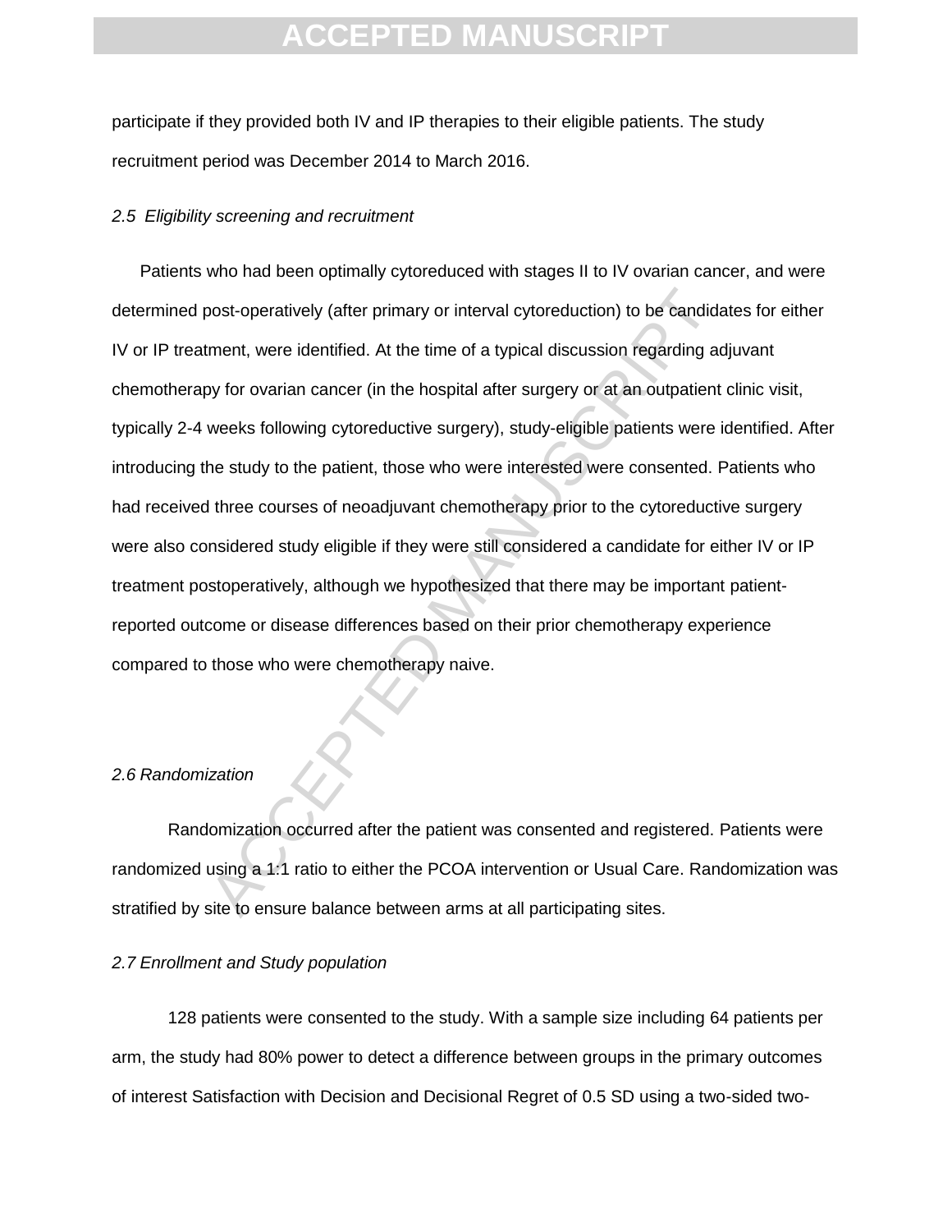participate if they provided both IV and IP therapies to their eligible patients. The study recruitment period was December 2014 to March 2016.

### *2.5 Eligibility screening and recruitment*

Patients who had been optimally cytoreduced with stages II to IV ovarian cancer, and were determined post-operatively (after primary or interval cytoreduction) to be candidates for either IV or IP treatment, were identified. At the time of a typical discussion regarding adjuvant chemotherapy for ovarian cancer (in the hospital after surgery or at an outpatient clinic visit, typically 2-4 weeks following cytoreductive surgery), study-eligible patients were identified. After introducing the study to the patient, those who were interested were consented. Patients who had received three courses of neoadjuvant chemotherapy prior to the cytoreductive surgery were also considered study eligible if they were still considered a candidate for either IV or IP treatment postoperatively, although we hypothesized that there may be important patient-reported outcome or disease differences based on their prior chemotherapy experience compared to those who were chemotherapy naive.

### *2.6 Randomization*

Randomization occurred after the patient was consented and registered. Patients were randomized using a 1:1 ratio to either the PCOA intervention or Usual Care. Randomization was stratified by site to ensure balance between arms at all participating sites.

### *2.7 Enrollment and Study population*

128 patients were consented to the study. With a sample size including 64 patients per arm, the study had 80% power to detect a difference between groups in the primary outcomes of interest Satisfaction with Decision and Decisional Regret of 0.5 SD using a two-sided two-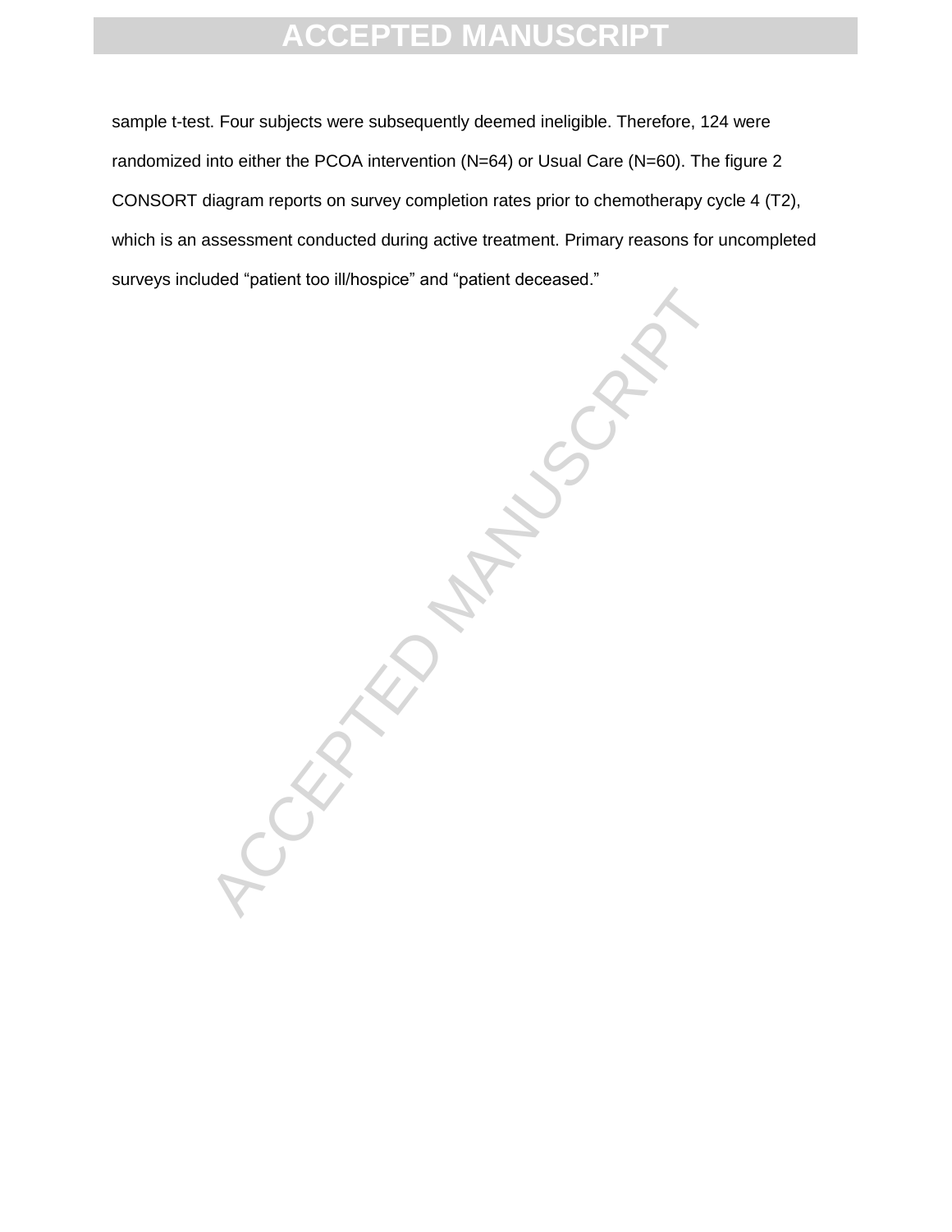sample t-test. Four subjects were subsequently deemed ineligible. Therefore, 124 were randomized into either the PCOA intervention (N=64) or Usual Care (N=60). The figure 2 CONSORT diagram reports on survey completion rates prior to chemotherapy cycle 4 (T2), which is an assessment conducted during active treatment. Primary reasons for uncompleted surveys included “patient too ill/hospice” and “patient deceased.”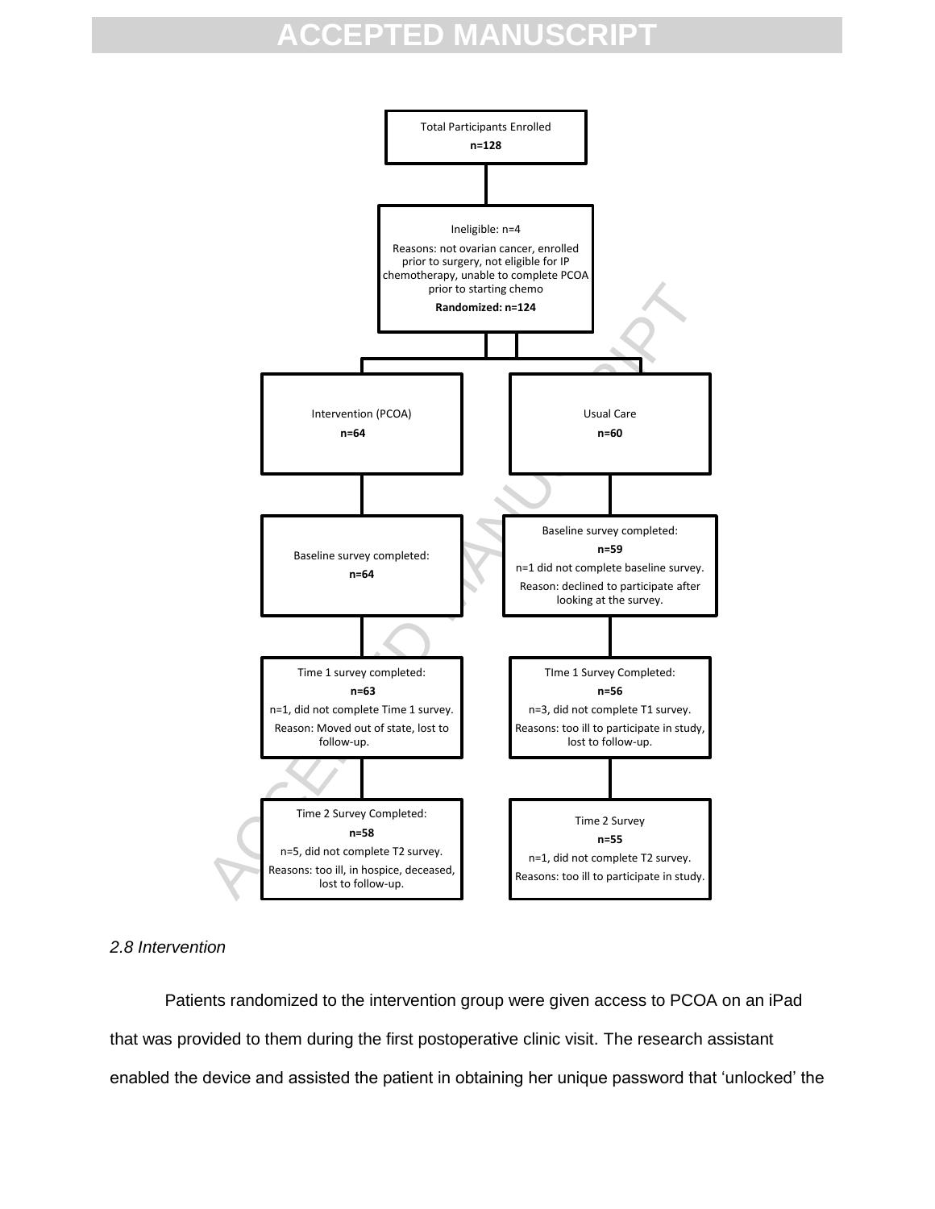Total Participants Enrolled
**n=128**

Ineligible: n=4

Reasons: not ovarian cancer, enrolled prior to surgery, not eligible for IP chemotherapy, unable to complete PCOA prior to starting chemo

**Randomized: n=124**

| Intervention (PCOA) | Usual Care |
| --- | --- |
| **n=64** | **n=60** |
| Baseline survey completed: **n=64** | Baseline survey completed: **n=59**. n=1 did not complete baseline survey. Reason: declined to participate after looking at the survey. |
| Time 1 survey completed: **n=63**. n=1, did not complete Time 1 survey. Reason: Moved out of state, lost to follow-up. | TIme 1 Survey Completed: **n=56**. n=3, did not complete T1 survey. Reasons: too ill to participate in study, lost to follow-up. |
| Time 2 Survey Completed: **n=58**. n=5, did not complete T2 survey. Reasons: too ill, in hospice, deceased, lost to follow-up. | Time 2 Survey **n=55**. n=1, did not complete T2 survey. Reasons: too ill to participate in study. |

*2.8 Intervention*

Patients randomized to the intervention group were given access to PCOA on an iPad that was provided to them during the first postoperative clinic visit. The research assistant enabled the device and assisted the patient in obtaining her unique password that 'unlocked' the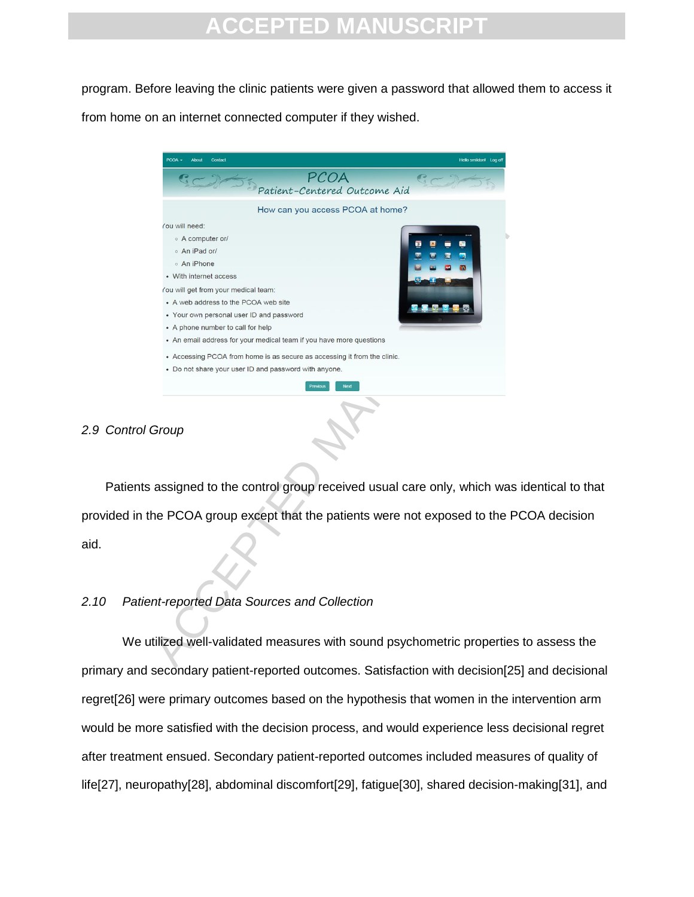program. Before leaving the clinic patients were given a password that allowed them to access it from home on an internet connected computer if they wished.

*2.9 Control Group*

Patients assigned to the control group received usual care only, which was identical to that provided in the PCOA group except that the patients were not exposed to the PCOA decision aid.

*2.10 Patient-reported Data Sources and Collection*

We utilized well-validated measures with sound psychometric properties to assess the primary and secondary patient-reported outcomes. Satisfaction with decision[25] and decisional regret[26] were primary outcomes based on the hypothesis that women in the intervention arm would be more satisfied with the decision process, and would experience less decisional regret after treatment ensued. Secondary patient-reported outcomes included measures of quality of life[27], neuropathy[28], abdominal discomfort[29], fatigue[30], shared decision-making[31], and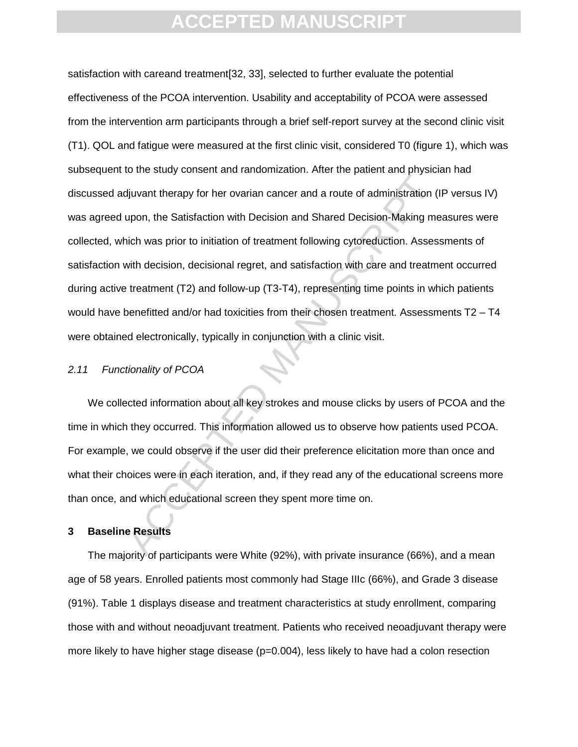satisfaction with careand treatment[32, 33], selected to further evaluate the potential effectiveness of the PCOA intervention. Usability and acceptability of PCOA were assessed from the intervention arm participants through a brief self-report survey at the second clinic visit (T1). QOL and fatigue were measured at the first clinic visit, considered T0 (figure 1), which was subsequent to the study consent and randomization. After the patient and physician had discussed adjuvant therapy for her ovarian cancer and a route of administration (IP versus IV) was agreed upon, the Satisfaction with Decision and Shared Decision-Making measures were collected, which was prior to initiation of treatment following cytoreduction. Assessments of satisfaction with decision, decisional regret, and satisfaction with care and treatment occurred during active treatment (T2) and follow-up (T3-T4), representing time points in which patients would have benefitted and/or had toxicities from their chosen treatment. Assessments T2 – T4 were obtained electronically, typically in conjunction with a clinic visit.

### *2.11 Functionality of PCOA*

We collected information about all key strokes and mouse clicks by users of PCOA and the time in which they occurred. This information allowed us to observe how patients used PCOA. For example, we could observe if the user did their preference elicitation more than once and what their choices were in each iteration, and, if they read any of the educational screens more than once, and which educational screen they spent more time on.

## 3 Baseline Results

The majority of participants were White (92%), with private insurance (66%), and a mean age of 58 years. Enrolled patients most commonly had Stage IIIc (66%), and Grade 3 disease (91%). Table 1 displays disease and treatment characteristics at study enrollment, comparing those with and without neoadjuvant treatment. Patients who received neoadjuvant therapy were more likely to have higher stage disease (p=0.004), less likely to have had a colon resection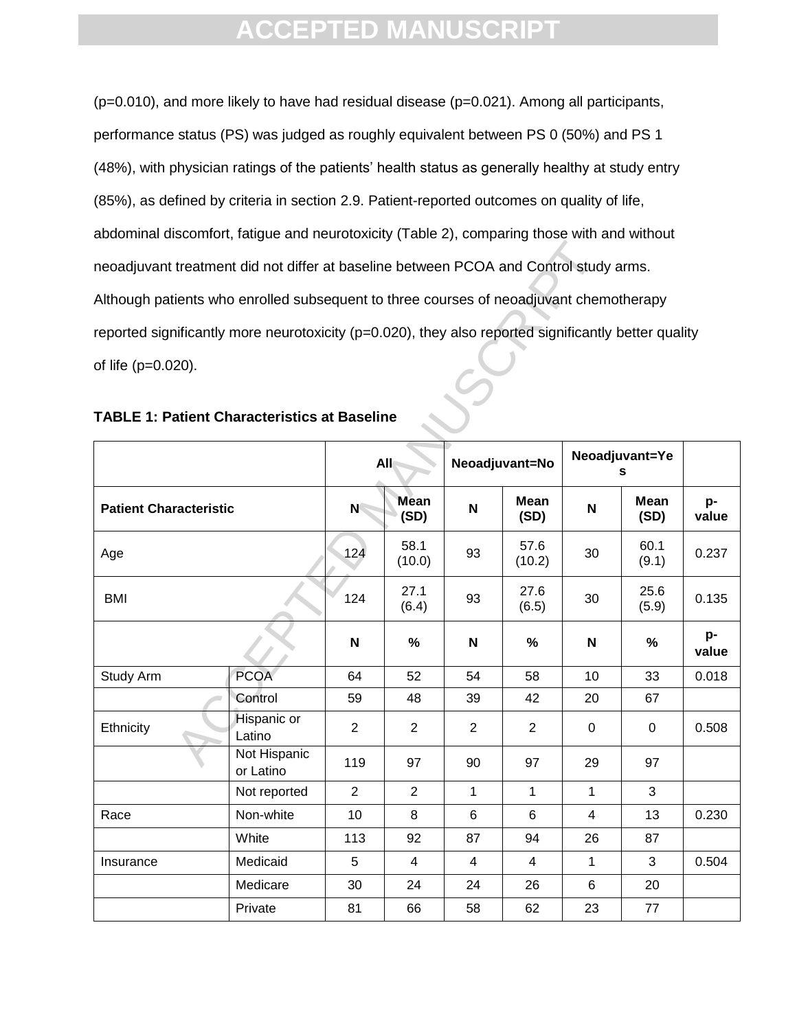(p=0.010), and more likely to have had residual disease (p=0.021). Among all participants, performance status (PS) was judged as roughly equivalent between PS 0 (50%) and PS 1 (48%), with physician ratings of the patients' health status as generally healthy at study entry (85%), as defined by criteria in section 2.9. Patient-reported outcomes on quality of life, abdominal discomfort, fatigue and neurotoxicity (Table 2), comparing those with and without neoadjuvant treatment did not differ at baseline between PCOA and Control study arms. Although patients who enrolled subsequent to three courses of neoadjuvant chemotherapy reported significantly more neurotoxicity (p=0.020), they also reported significantly better quality of life (p=0.020).

**TABLE 1: Patient Characteristics at Baseline**

| | | All | | Neoadjuvant=No | | Neoadjuvant=Yes | | |
|---|---|---|---|---|---|---|---|---|
| **Patient Characteristic** | | **N** | **Mean (SD)** | **N** | **Mean (SD)** | **N** | **Mean (SD)** | **p-value** |
| Age | | 124 | 58.1 (10.0) | 93 | 57.6 (10.2) | 30 | 60.1 (9.1) | 0.237 |
| BMI | | 124 | 27.1 (6.4) | 93 | 27.6 (6.5) | 30 | 25.6 (5.9) | 0.135 |
| | | **N** | **%** | **N** | **%** | **N** | **%** | **p-value** |
| Study Arm | PCOA | 64 | 52 | 54 | 58 | 10 | 33 | 0.018 |
| | Control | 59 | 48 | 39 | 42 | 20 | 67 | |
| Ethnicity | Hispanic or Latino | 2 | 2 | 2 | 2 | 0 | 0 | 0.508 |
| | Not Hispanic or Latino | 119 | 97 | 90 | 97 | 29 | 97 | |
| | Not reported | 2 | 2 | 1 | 1 | 1 | 3 | |
| Race | Non-white | 10 | 8 | 6 | 6 | 4 | 13 | 0.230 |
| | White | 113 | 92 | 87 | 94 | 26 | 87 | |
| Insurance | Medicaid | 5 | 4 | 4 | 4 | 1 | 3 | 0.504 |
| | Medicare | 30 | 24 | 24 | 26 | 6 | 20 | |
| | Private | 81 | 66 | 58 | 62 | 23 | 77 | |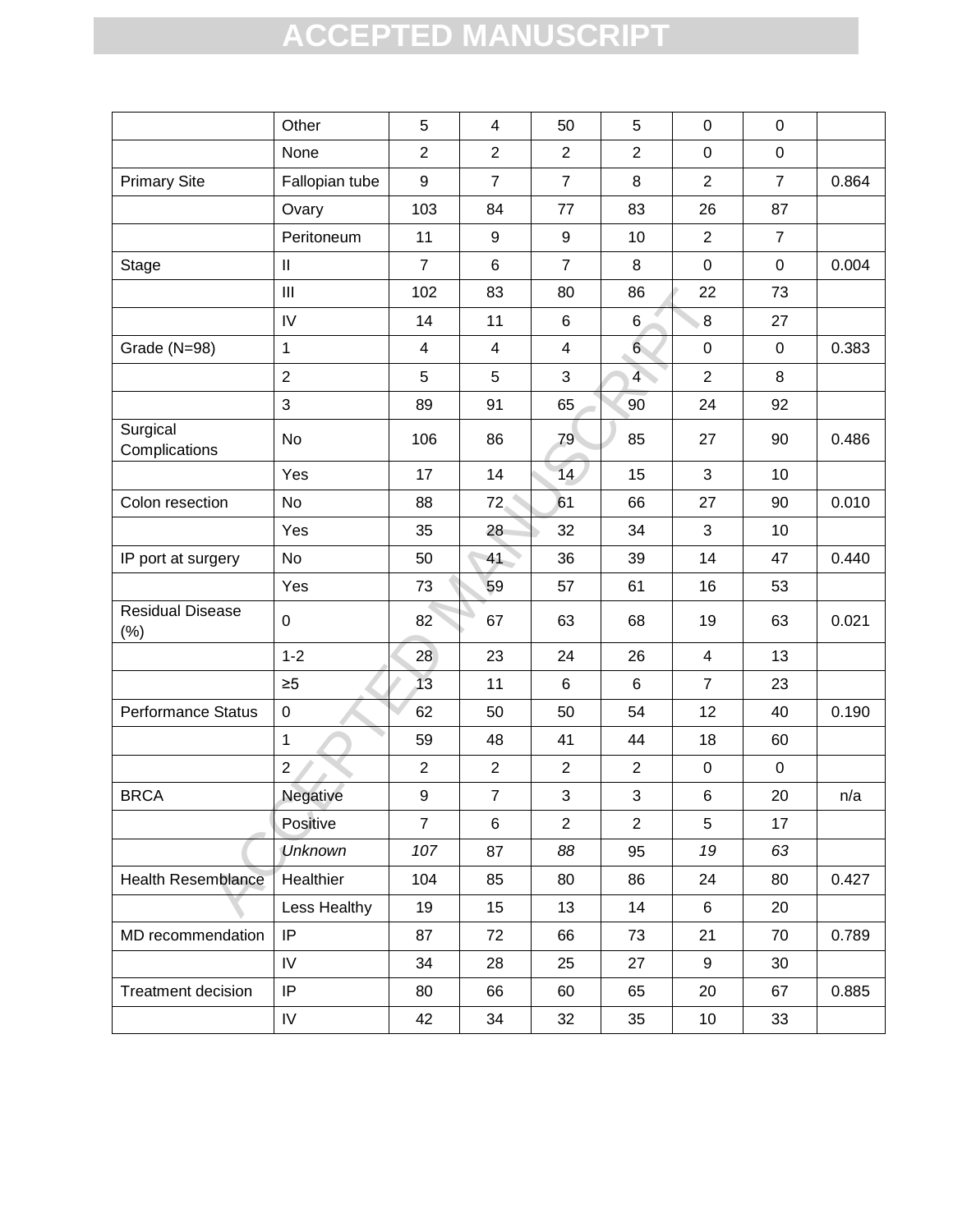| | Other | 5 | 4 | 50 | 5 | 0 | 0 | |
|---|---|---|---|---|---|---|---|---|
| | None | 2 | 2 | 2 | 2 | 0 | 0 | |
| Primary Site | Fallopian tube | 9 | 7 | 7 | 8 | 2 | 7 | 0.864 |
| | Ovary | 103 | 84 | 77 | 83 | 26 | 87 | |
| | Peritoneum | 11 | 9 | 9 | 10 | 2 | 7 | |
| Stage | II | 7 | 6 | 7 | 8 | 0 | 0 | 0.004 |
| | III | 102 | 83 | 80 | 86 | 22 | 73 | |
| | IV | 14 | 11 | 6 | 6 | 8 | 27 | |
| Grade (N=98) | 1 | 4 | 4 | 4 | 6 | 0 | 0 | 0.383 |
| | 2 | 5 | 5 | 3 | 4 | 2 | 8 | |
| | 3 | 89 | 91 | 65 | 90 | 24 | 92 | |
| Surgical Complications | No | 106 | 86 | 79 | 85 | 27 | 90 | 0.486 |
| | Yes | 17 | 14 | 14 | 15 | 3 | 10 | |
| Colon resection | No | 88 | 72 | 61 | 66 | 27 | 90 | 0.010 |
| | Yes | 35 | 28 | 32 | 34 | 3 | 10 | |
| IP port at surgery | No | 50 | 41 | 36 | 39 | 14 | 47 | 0.440 |
| | Yes | 73 | 59 | 57 | 61 | 16 | 53 | |
| Residual Disease (%) | 0 | 82 | 67 | 63 | 68 | 19 | 63 | 0.021 |
| | 1-2 | 28 | 23 | 24 | 26 | 4 | 13 | |
| | ≥5 | 13 | 11 | 6 | 6 | 7 | 23 | |
| Performance Status | 0 | 62 | 50 | 50 | 54 | 12 | 40 | 0.190 |
| | 1 | 59 | 48 | 41 | 44 | 18 | 60 | |
| | 2 | 2 | 2 | 2 | 2 | 0 | 0 | |
| BRCA | Negative | 9 | 7 | 3 | 3 | 6 | 20 | n/a |
| | Positive | 7 | 6 | 2 | 2 | 5 | 17 | |
| | *Unknown* | *107* | 87 | *88* | 95 | *19* | *63* | |
| Health Resemblance | Healthier | 104 | 85 | 80 | 86 | 24 | 80 | 0.427 |
| | Less Healthy | 19 | 15 | 13 | 14 | 6 | 20 | |
| MD recommendation | IP | 87 | 72 | 66 | 73 | 21 | 70 | 0.789 |
| | IV | 34 | 28 | 25 | 27 | 9 | 30 | |
| Treatment decision | IP | 80 | 66 | 60 | 65 | 20 | 67 | 0.885 |
| | IV | 42 | 34 | 32 | 35 | 10 | 33 | |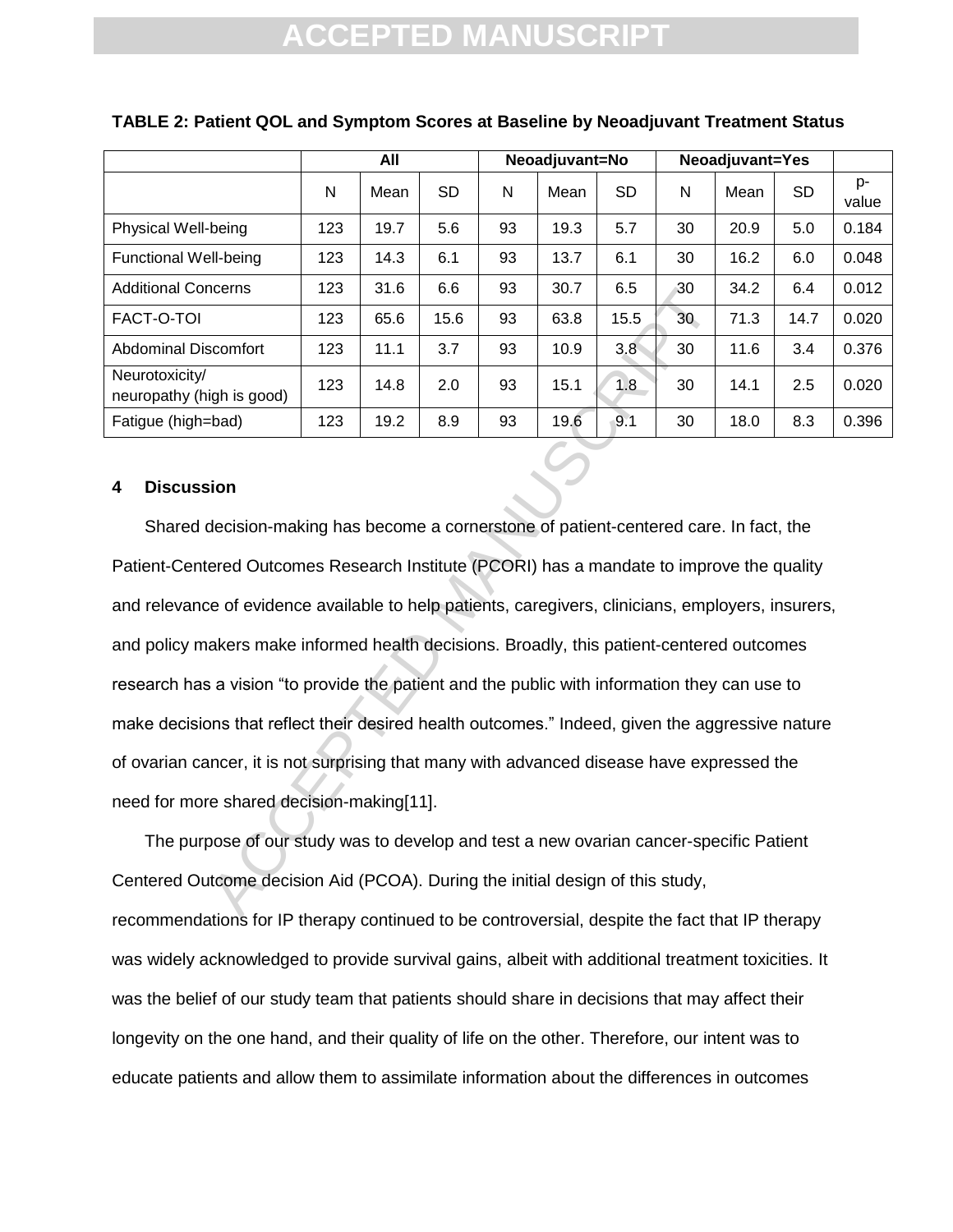**TABLE 2: Patient QOL and Symptom Scores at Baseline by Neoadjuvant Treatment Status**

| | All | | | Neoadjuvant=No | | | Neoadjuvant=Yes | | | |
|---|---|---|---|---|---|---|---|---|---|---|
| | N | Mean | SD | N | Mean | SD | N | Mean | SD | p-value |
| Physical Well-being | 123 | 19.7 | 5.6 | 93 | 19.3 | 5.7 | 30 | 20.9 | 5.0 | 0.184 |
| Functional Well-being | 123 | 14.3 | 6.1 | 93 | 13.7 | 6.1 | 30 | 16.2 | 6.0 | 0.048 |
| Additional Concerns | 123 | 31.6 | 6.6 | 93 | 30.7 | 6.5 | 30 | 34.2 | 6.4 | 0.012 |
| FACT-O-TOI | 123 | 65.6 | 15.6 | 93 | 63.8 | 15.5 | 30 | 71.3 | 14.7 | 0.020 |
| Abdominal Discomfort | 123 | 11.1 | 3.7 | 93 | 10.9 | 3.8 | 30 | 11.6 | 3.4 | 0.376 |
| Neurotoxicity/ neuropathy (high is good) | 123 | 14.8 | 2.0 | 93 | 15.1 | 1.8 | 30 | 14.1 | 2.5 | 0.020 |
| Fatigue (high=bad) | 123 | 19.2 | 8.9 | 93 | 19.6 | 9.1 | 30 | 18.0 | 8.3 | 0.396 |

## 4 Discussion

Shared decision-making has become a cornerstone of patient-centered care. In fact, the Patient-Centered Outcomes Research Institute (PCORI) has a mandate to improve the quality and relevance of evidence available to help patients, caregivers, clinicians, employers, insurers, and policy makers make informed health decisions. Broadly, this patient-centered outcomes research has a vision "to provide the patient and the public with information they can use to make decisions that reflect their desired health outcomes." Indeed, given the aggressive nature of ovarian cancer, it is not surprising that many with advanced disease have expressed the need for more shared decision-making[11].

The purpose of our study was to develop and test a new ovarian cancer-specific Patient Centered Outcome decision Aid (PCOA). During the initial design of this study, recommendations for IP therapy continued to be controversial, despite the fact that IP therapy was widely acknowledged to provide survival gains, albeit with additional treatment toxicities. It was the belief of our study team that patients should share in decisions that may affect their longevity on the one hand, and their quality of life on the other. Therefore, our intent was to educate patients and allow them to assimilate information about the differences in outcomes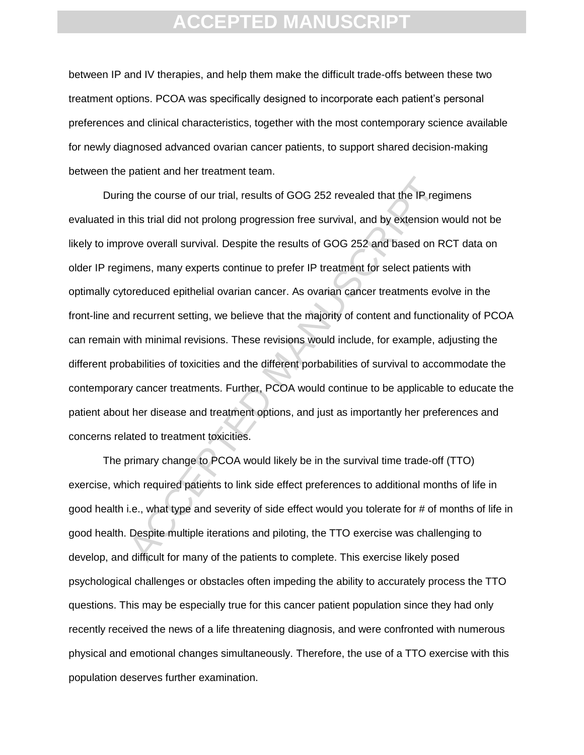between IP and IV therapies, and help them make the difficult trade-offs between these two treatment options. PCOA was specifically designed to incorporate each patient's personal preferences and clinical characteristics, together with the most contemporary science available for newly diagnosed advanced ovarian cancer patients, to support shared decision-making between the patient and her treatment team.

During the course of our trial, results of GOG 252 revealed that the IP regimens evaluated in this trial did not prolong progression free survival, and by extension would not be likely to improve overall survival. Despite the results of GOG 252 and based on RCT data on older IP regimens, many experts continue to prefer IP treatment for select patients with optimally cytoreduced epithelial ovarian cancer. As ovarian cancer treatments evolve in the front-line and recurrent setting, we believe that the majority of content and functionality of PCOA can remain with minimal revisions. These revisions would include, for example, adjusting the different probabilities of toxicities and the different porbabilities of survival to accommodate the contemporary cancer treatments. Further, PCOA would continue to be applicable to educate the patient about her disease and treatment options, and just as importantly her preferences and concerns related to treatment toxicities.

The primary change to PCOA would likely be in the survival time trade-off (TTO) exercise, which required patients to link side effect preferences to additional months of life in good health i.e., what type and severity of side effect would you tolerate for # of months of life in good health. Despite multiple iterations and piloting, the TTO exercise was challenging to develop, and difficult for many of the patients to complete. This exercise likely posed psychological challenges or obstacles often impeding the ability to accurately process the TTO questions. This may be especially true for this cancer patient population since they had only recently received the news of a life threatening diagnosis, and were confronted with numerous physical and emotional changes simultaneously. Therefore, the use of a TTO exercise with this population deserves further examination.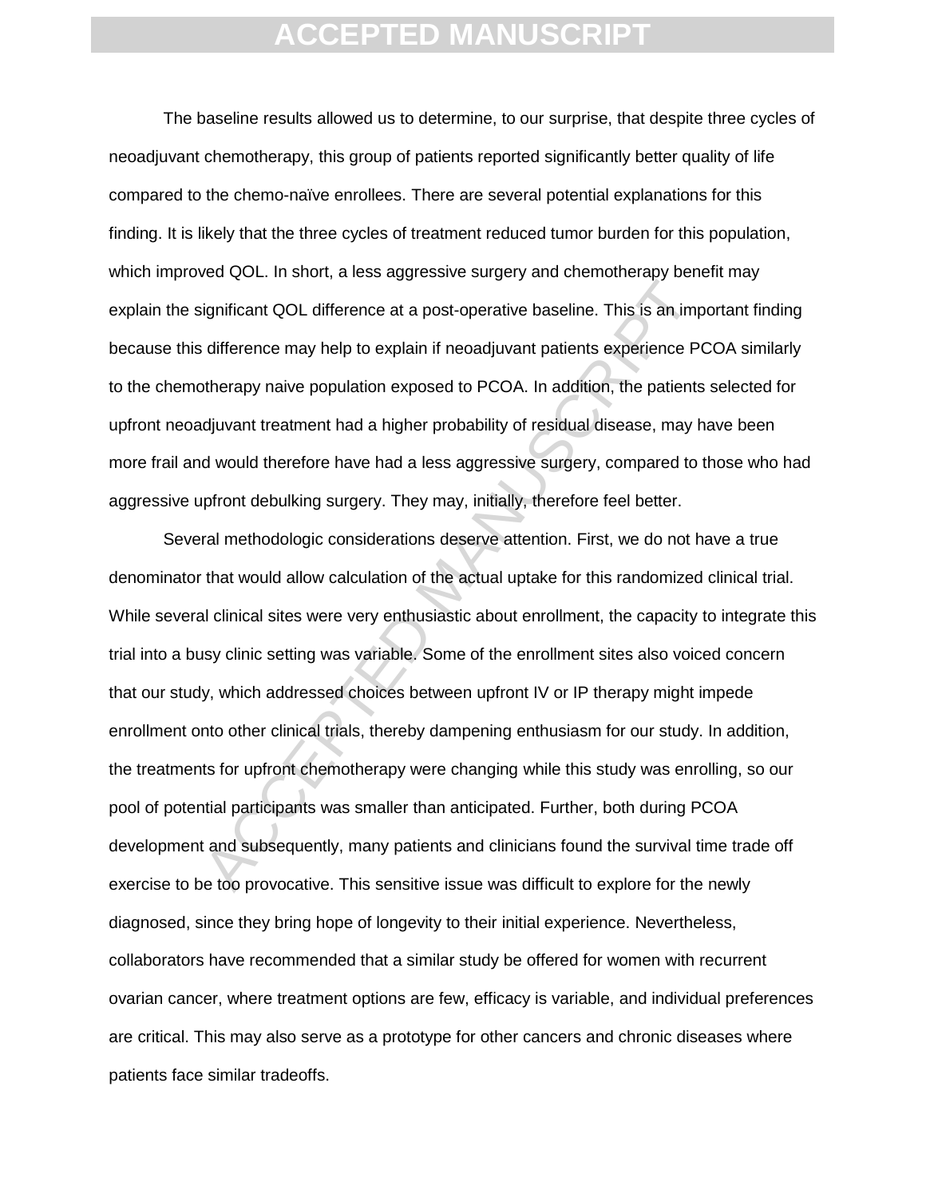The baseline results allowed us to determine, to our surprise, that despite three cycles of neoadjuvant chemotherapy, this group of patients reported significantly better quality of life compared to the chemo-naïve enrollees. There are several potential explanations for this finding. It is likely that the three cycles of treatment reduced tumor burden for this population, which improved QOL. In short, a less aggressive surgery and chemotherapy benefit may explain the significant QOL difference at a post-operative baseline. This is an important finding because this difference may help to explain if neoadjuvant patients experience PCOA similarly to the chemotherapy naive population exposed to PCOA. In addition, the patients selected for upfront neoadjuvant treatment had a higher probability of residual disease, may have been more frail and would therefore have had a less aggressive surgery, compared to those who had aggressive upfront debulking surgery. They may, initially, therefore feel better.

Several methodologic considerations deserve attention. First, we do not have a true denominator that would allow calculation of the actual uptake for this randomized clinical trial. While several clinical sites were very enthusiastic about enrollment, the capacity to integrate this trial into a busy clinic setting was variable. Some of the enrollment sites also voiced concern that our study, which addressed choices between upfront IV or IP therapy might impede enrollment onto other clinical trials, thereby dampening enthusiasm for our study. In addition, the treatments for upfront chemotherapy were changing while this study was enrolling, so our pool of potential participants was smaller than anticipated. Further, both during PCOA development and subsequently, many patients and clinicians found the survival time trade off exercise to be too provocative. This sensitive issue was difficult to explore for the newly diagnosed, since they bring hope of longevity to their initial experience. Nevertheless, collaborators have recommended that a similar study be offered for women with recurrent ovarian cancer, where treatment options are few, efficacy is variable, and individual preferences are critical. This may also serve as a prototype for other cancers and chronic diseases where patients face similar tradeoffs.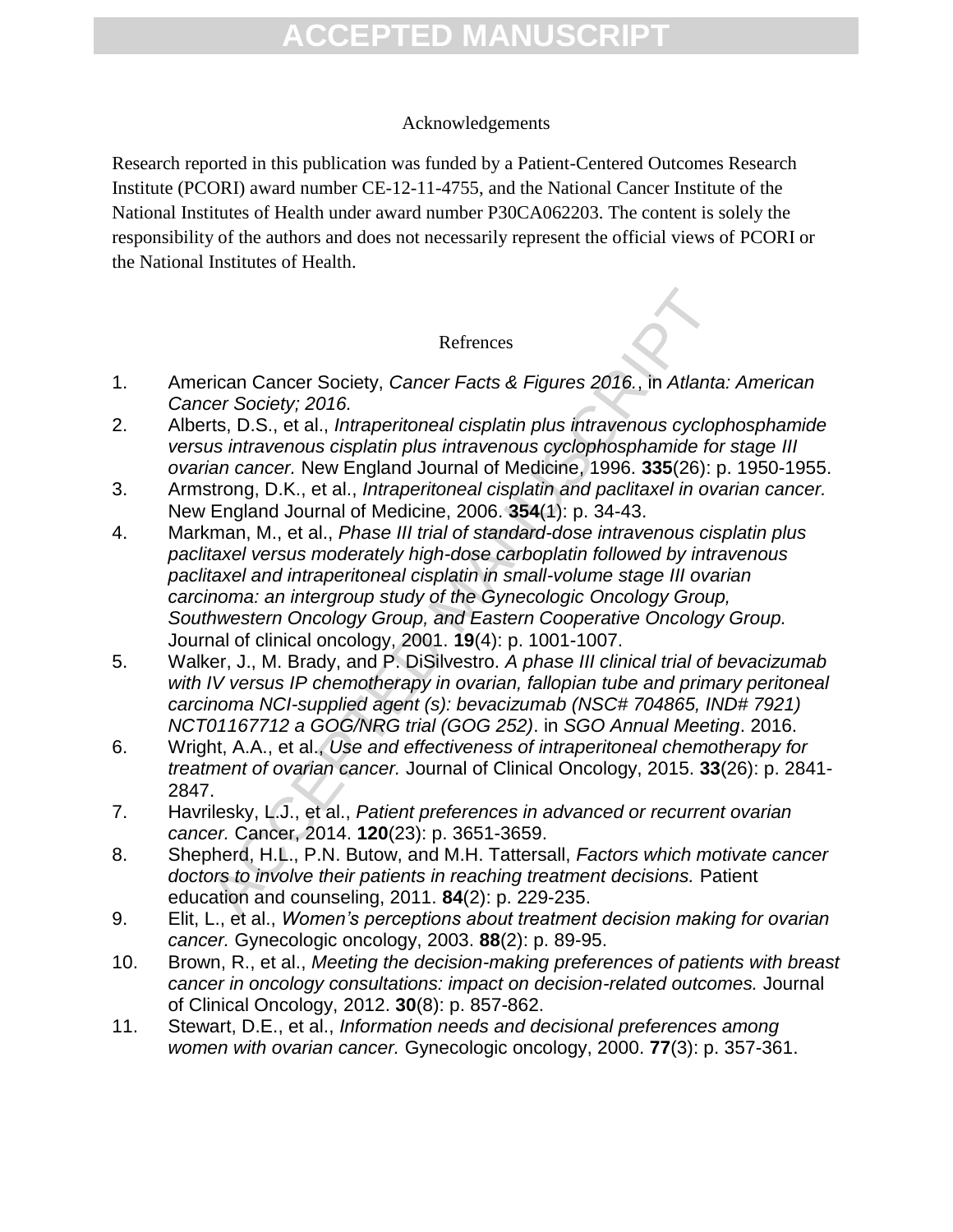## Acknowledgements

Research reported in this publication was funded by a Patient-Centered Outcomes Research Institute (PCORI) award number CE-12-11-4755, and the National Cancer Institute of the National Institutes of Health under award number P30CA062203. The content is solely the responsibility of the authors and does not necessarily represent the official views of PCORI or the National Institutes of Health.

## Refrences

1. American Cancer Society, *Cancer Facts & Figures 2016.*, in *Atlanta: American Cancer Society; 2016.*
2. Alberts, D.S., et al., *Intraperitoneal cisplatin plus intravenous cyclophosphamide versus intravenous cisplatin plus intravenous cyclophosphamide for stage III ovarian cancer.* New England Journal of Medicine, 1996. **335**(26): p. 1950-1955.
3. Armstrong, D.K., et al., *Intraperitoneal cisplatin and paclitaxel in ovarian cancer.* New England Journal of Medicine, 2006. **354**(1): p. 34-43.
4. Markman, M., et al., *Phase III trial of standard-dose intravenous cisplatin plus paclitaxel versus moderately high-dose carboplatin followed by intravenous paclitaxel and intraperitoneal cisplatin in small-volume stage III ovarian carcinoma: an intergroup study of the Gynecologic Oncology Group, Southwestern Oncology Group, and Eastern Cooperative Oncology Group.* Journal of clinical oncology, 2001. **19**(4): p. 1001-1007.
5. Walker, J., M. Brady, and P. DiSilvestro. *A phase III clinical trial of bevacizumab with IV versus IP chemotherapy in ovarian, fallopian tube and primary peritoneal carcinoma NCI-supplied agent (s): bevacizumab (NSC# 704865, IND# 7921) NCT01167712 a GOG/NRG trial (GOG 252)*. in *SGO Annual Meeting*. 2016.
6. Wright, A.A., et al., *Use and effectiveness of intraperitoneal chemotherapy for treatment of ovarian cancer.* Journal of Clinical Oncology, 2015. **33**(26): p. 2841-2847.
7. Havrilesky, L.J., et al., *Patient preferences in advanced or recurrent ovarian cancer.* Cancer, 2014. **120**(23): p. 3651-3659.
8. Shepherd, H.L., P.N. Butow, and M.H. Tattersall, *Factors which motivate cancer doctors to involve their patients in reaching treatment decisions.* Patient education and counseling, 2011. **84**(2): p. 229-235.
9. Elit, L., et al., *Women's perceptions about treatment decision making for ovarian cancer.* Gynecologic oncology, 2003. **88**(2): p. 89-95.
10. Brown, R., et al., *Meeting the decision-making preferences of patients with breast cancer in oncology consultations: impact on decision-related outcomes.* Journal of Clinical Oncology, 2012. **30**(8): p. 857-862.
11. Stewart, D.E., et al., *Information needs and decisional preferences among women with ovarian cancer.* Gynecologic oncology, 2000. **77**(3): p. 357-361.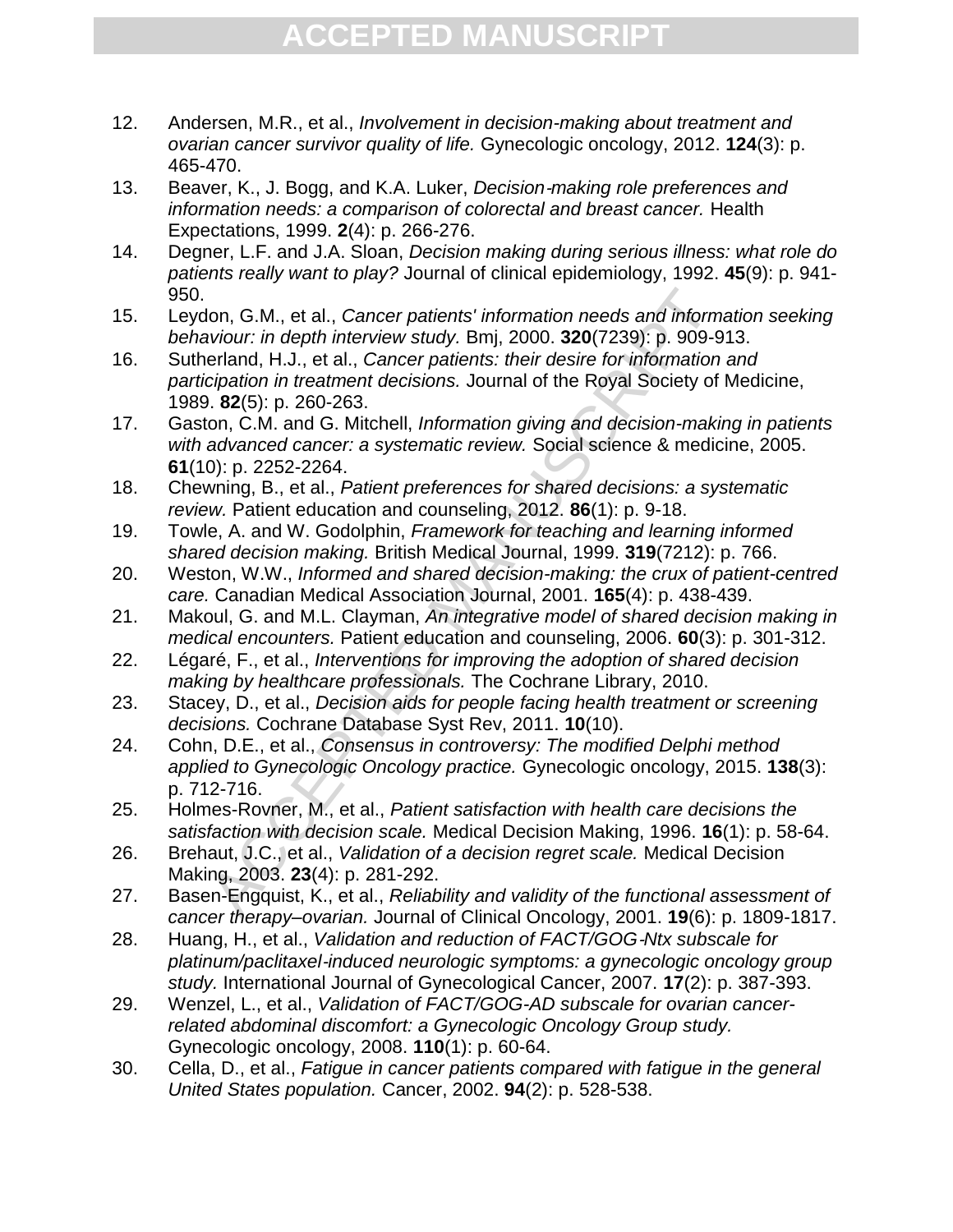12. Andersen, M.R., et al., *Involvement in decision-making about treatment and ovarian cancer survivor quality of life.* Gynecologic oncology, 2012. **124**(3): p. 465-470.
13. Beaver, K., J. Bogg, and K.A. Luker, *Decision‐making role preferences and information needs: a comparison of colorectal and breast cancer.* Health Expectations, 1999. **2**(4): p. 266-276.
14. Degner, L.F. and J.A. Sloan, *Decision making during serious illness: what role do patients really want to play?* Journal of clinical epidemiology, 1992. **45**(9): p. 941-950.
15. Leydon, G.M., et al., *Cancer patients' information needs and information seeking behaviour: in depth interview study.* Bmj, 2000. **320**(7239): p. 909-913.
16. Sutherland, H.J., et al., *Cancer patients: their desire for information and participation in treatment decisions.* Journal of the Royal Society of Medicine, 1989. **82**(5): p. 260-263.
17. Gaston, C.M. and G. Mitchell, *Information giving and decision-making in patients with advanced cancer: a systematic review.* Social science & medicine, 2005. **61**(10): p. 2252-2264.
18. Chewning, B., et al., *Patient preferences for shared decisions: a systematic review.* Patient education and counseling, 2012. **86**(1): p. 9-18.
19. Towle, A. and W. Godolphin, *Framework for teaching and learning informed shared decision making.* British Medical Journal, 1999. **319**(7212): p. 766.
20. Weston, W.W., *Informed and shared decision-making: the crux of patient-centred care.* Canadian Medical Association Journal, 2001. **165**(4): p. 438-439.
21. Makoul, G. and M.L. Clayman, *An integrative model of shared decision making in medical encounters.* Patient education and counseling, 2006. **60**(3): p. 301-312.
22. Légaré, F., et al., *Interventions for improving the adoption of shared decision making by healthcare professionals.* The Cochrane Library, 2010.
23. Stacey, D., et al., *Decision aids for people facing health treatment or screening decisions.* Cochrane Database Syst Rev, 2011. **10**(10).
24. Cohn, D.E., et al., *Consensus in controversy: The modified Delphi method applied to Gynecologic Oncology practice.* Gynecologic oncology, 2015. **138**(3): p. 712-716.
25. Holmes-Rovner, M., et al., *Patient satisfaction with health care decisions the satisfaction with decision scale.* Medical Decision Making, 1996. **16**(1): p. 58-64.
26. Brehaut, J.C., et al., *Validation of a decision regret scale.* Medical Decision Making, 2003. **23**(4): p. 281-292.
27. Basen-Engquist, K., et al., *Reliability and validity of the functional assessment of cancer therapy–ovarian.* Journal of Clinical Oncology, 2001. **19**(6): p. 1809-1817.
28. Huang, H., et al., *Validation and reduction of FACT/GOG‐Ntx subscale for platinum/paclitaxel‐induced neurologic symptoms: a gynecologic oncology group study.* International Journal of Gynecological Cancer, 2007. **17**(2): p. 387-393.
29. Wenzel, L., et al., *Validation of FACT/GOG-AD subscale for ovarian cancer-related abdominal discomfort: a Gynecologic Oncology Group study.* Gynecologic oncology, 2008. **110**(1): p. 60-64.
30. Cella, D., et al., *Fatigue in cancer patients compared with fatigue in the general United States population.* Cancer, 2002. **94**(2): p. 528-538.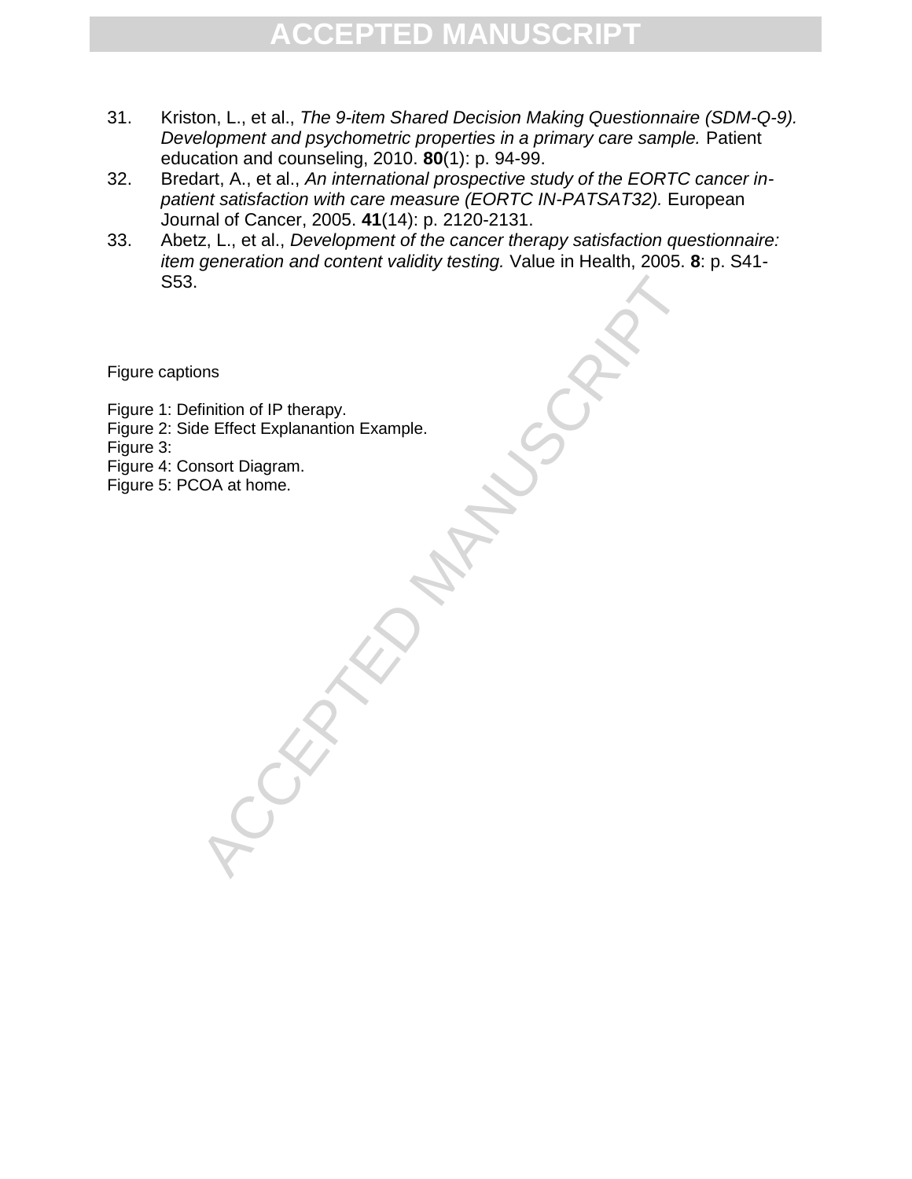31. Kriston, L., et al., *The 9-item Shared Decision Making Questionnaire (SDM-Q-9). Development and psychometric properties in a primary care sample.* Patient education and counseling, 2010. **80**(1): p. 94-99.
32. Bredart, A., et al., *An international prospective study of the EORTC cancer in-patient satisfaction with care measure (EORTC IN-PATSAT32).* European Journal of Cancer, 2005. **41**(14): p. 2120-2131.
33. Abetz, L., et al., *Development of the cancer therapy satisfaction questionnaire: item generation and content validity testing.* Value in Health, 2005. **8**: p. S41-S53.

Figure captions

Figure 1: Definition of IP therapy.
Figure 2: Side Effect Explanantion Example.
Figure 3:
Figure 4: Consort Diagram.
Figure 5: PCOA at home.